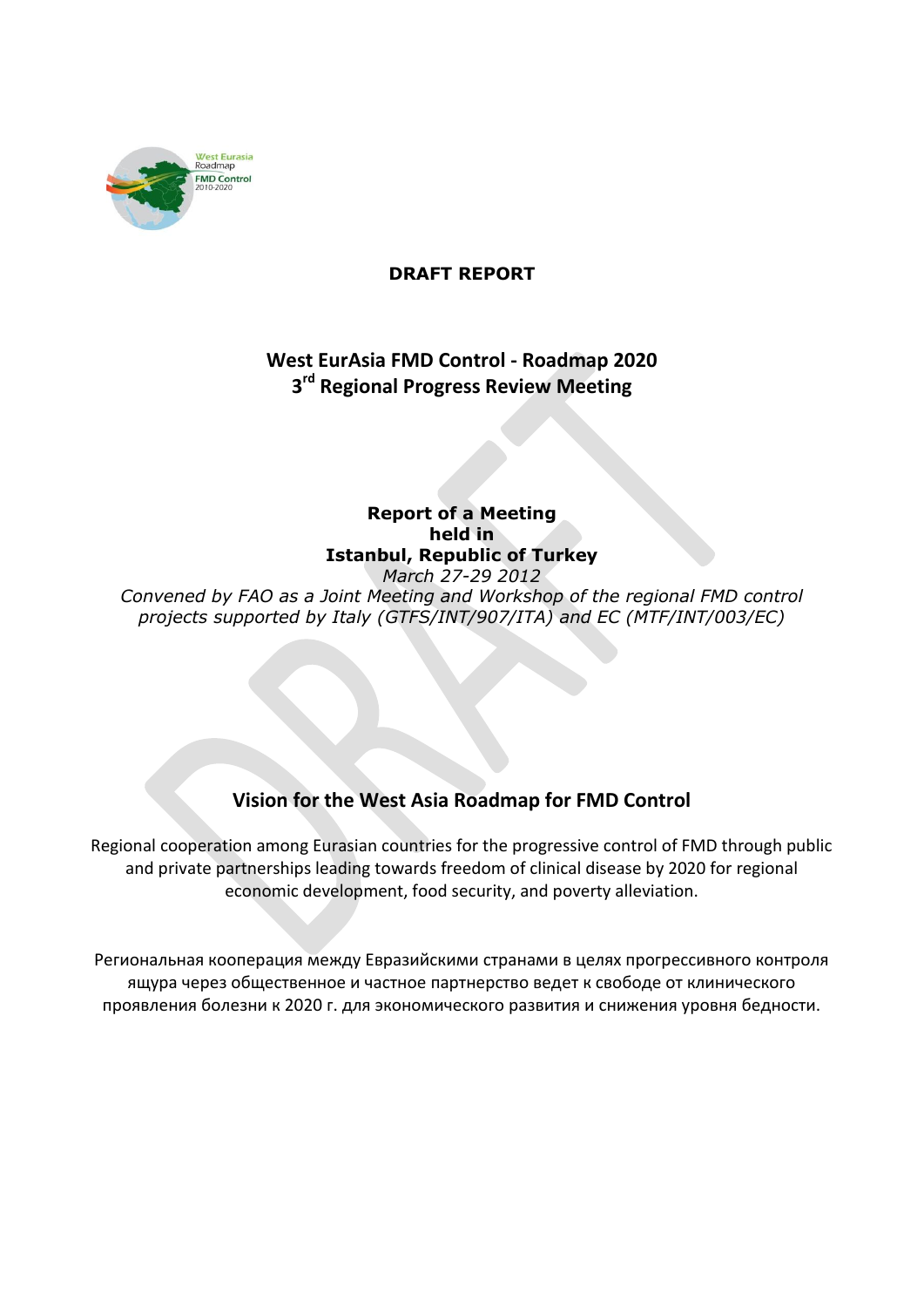**DRAFT REPORT**

# West EurAsia FMD Control - Roadmap 2020
# 3rd Regional Progress Review Meeting

**Report of a Meeting**
**held in**
**Istanbul, Republic of Turkey**
*March 27-29 2012*
*Convened by FAO as a Joint Meeting and Workshop of the regional FMD control projects supported by Italy (GTFS/INT/907/ITA) and EC (MTF/INT/003/EC)*

## Vision for the West Asia Roadmap for FMD Control

Regional cooperation among Eurasian countries for the progressive control of FMD through public and private partnerships leading towards freedom of clinical disease by 2020 for regional economic development, food security, and poverty alleviation.

Региональная кооперация между Евразийскими странами в целях прогрессивного контроля ящура через общественное и частное партнерство ведет к свободе от клинического проявления болезни к 2020 г. для экономического развития и снижения уровня бедности.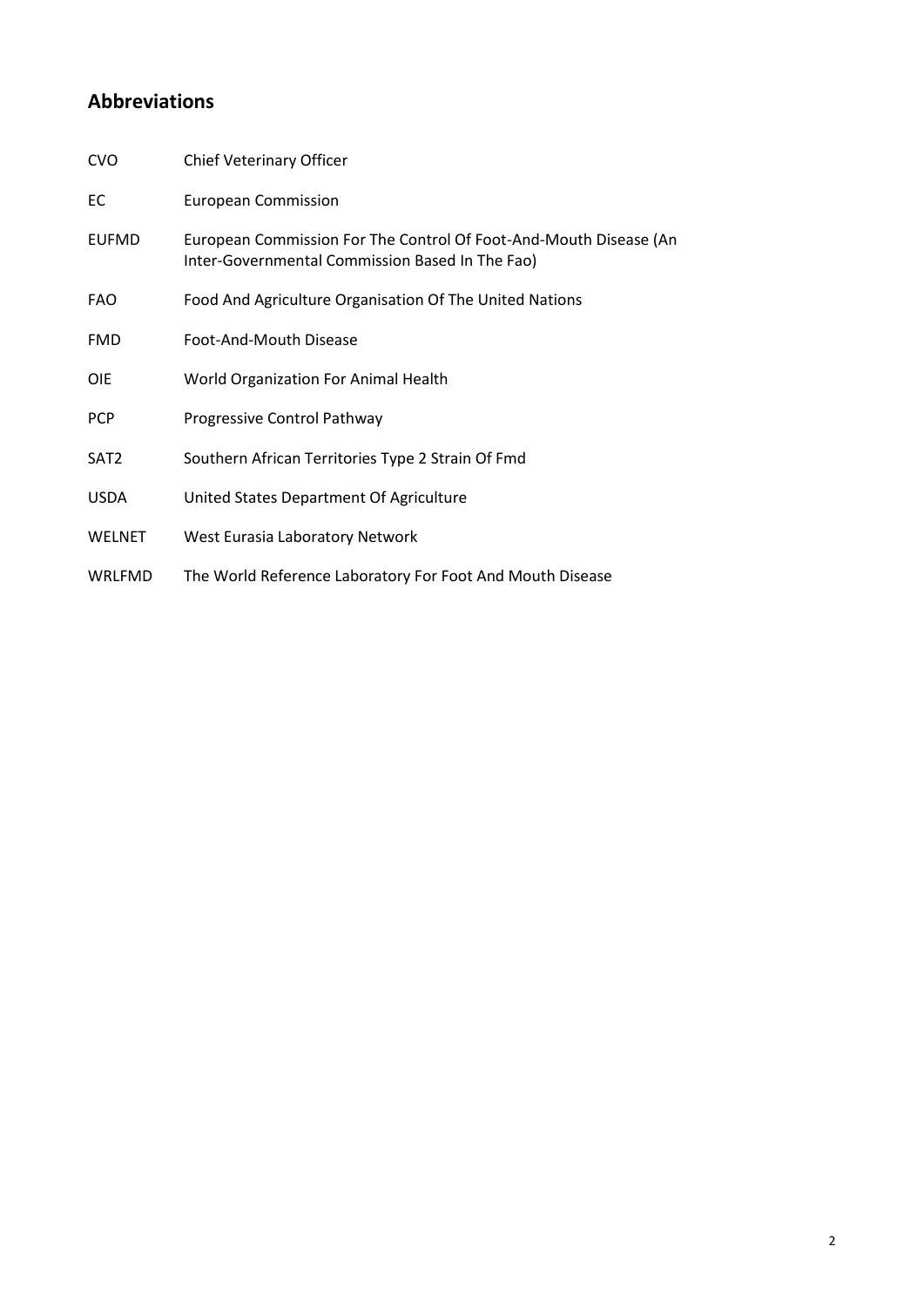## Abbreviations

| | |
|---|---|
| CVO | Chief Veterinary Officer |
| EC | European Commission |
| EUFMD | European Commission For The Control Of Foot-And-Mouth Disease (An Inter-Governmental Commission Based In The Fao) |
| FAO | Food And Agriculture Organisation Of The United Nations |
| FMD | Foot-And-Mouth Disease |
| OIE | World Organization For Animal Health |
| PCP | Progressive Control Pathway |
| SAT2 | Southern African Territories Type 2 Strain Of Fmd |
| USDA | United States Department Of Agriculture |
| WELNET | West Eurasia Laboratory Network |
| WRLFMD | The World Reference Laboratory For Foot And Mouth Disease |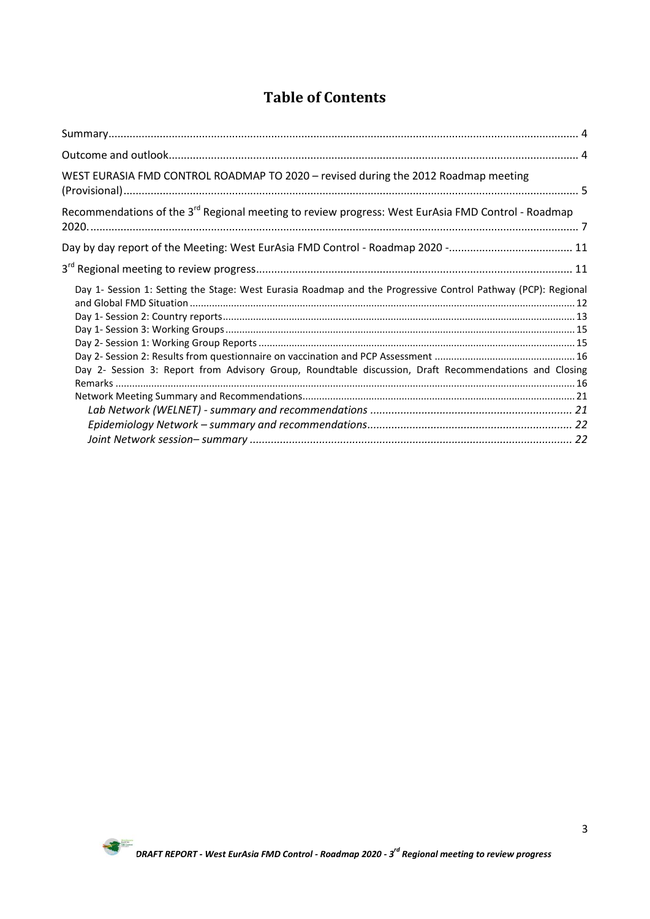# Table of Contents

Summary ........................................................................................................ 4

Outcome and outlook ........................................................................................ 4

WEST EURASIA FMD CONTROL ROADMAP TO 2020 – revised during the 2012 Roadmap meeting (Provisional) ........................................................................................................ 5

Recommendations of the 3rd Regional meeting to review progress: West EurAsia FMD Control - Roadmap 2020. ........................................................................................................ 7

Day by day report of the Meeting: West EurAsia FMD Control - Roadmap 2020 - ........................ 11

3rd Regional meeting to review progress ........................................................................ 11

- Day 1- Session 1: Setting the Stage: West Eurasia Roadmap and the Progressive Control Pathway (PCP): Regional and Global FMD Situation ........................................................................ 12
- Day 1- Session 2: Country reports ........................................................................ 13
- Day 1- Session 3: Working Groups ........................................................................ 15
- Day 2- Session 1: Working Group Reports ........................................................................ 15
- Day 2- Session 2: Results from questionnaire on vaccination and PCP Assessment ........................ 16
- Day 2- Session 3: Report from Advisory Group, Roundtable discussion, Draft Recommendations and Closing Remarks ........................................................................ 16
- Network Meeting Summary and Recommendations ........................................................................ 21
  - *Lab Network (WELNET) - summary and recommendations ........................................ 21*
  - *Epidemiology Network – summary and recommendations ........................................ 22*
  - *Joint Network session– summary ........................................................................ 22*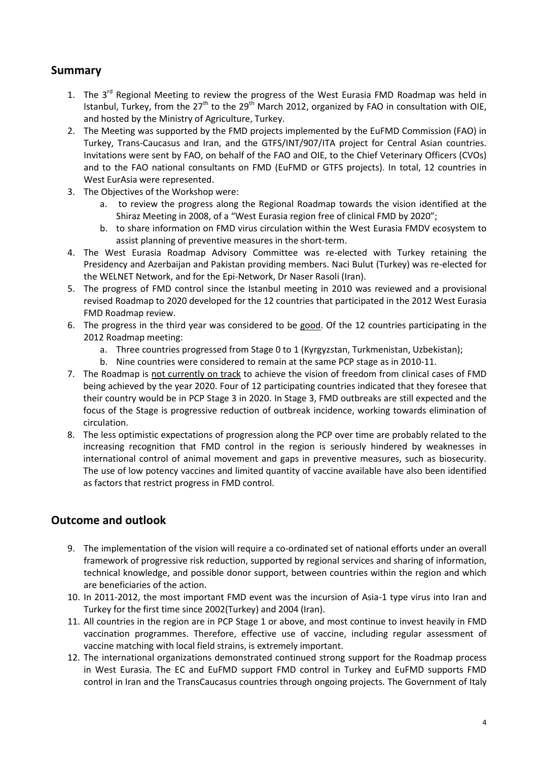## Summary

1. The 3rd Regional Meeting to review the progress of the West Eurasia FMD Roadmap was held in Istanbul, Turkey, from the 27th to the 29th March 2012, organized by FAO in consultation with OIE, and hosted by the Ministry of Agriculture, Turkey.
2. The Meeting was supported by the FMD projects implemented by the EuFMD Commission (FAO) in Turkey, Trans-Caucasus and Iran, and the GTFS/INT/907/ITA project for Central Asian countries. Invitations were sent by FAO, on behalf of the FAO and OIE, to the Chief Veterinary Officers (CVOs) and to the FAO national consultants on FMD (EuFMD or GTFS projects). In total, 12 countries in West EurAsia were represented.
3. The Objectives of the Workshop were:
   a. to review the progress along the Regional Roadmap towards the vision identified at the Shiraz Meeting in 2008, of a "West Eurasia region free of clinical FMD by 2020";
   b. to share information on FMD virus circulation within the West Eurasia FMDV ecosystem to assist planning of preventive measures in the short-term.
4. The West Eurasia Roadmap Advisory Committee was re-elected with Turkey retaining the Presidency and Azerbaijan and Pakistan providing members. Naci Bulut (Turkey) was re-elected for the WELNET Network, and for the Epi-Network, Dr Naser Rasoli (Iran).
5. The progress of FMD control since the Istanbul meeting in 2010 was reviewed and a provisional revised Roadmap to 2020 developed for the 12 countries that participated in the 2012 West Eurasia FMD Roadmap review.
6. The progress in the third year was considered to be good. Of the 12 countries participating in the 2012 Roadmap meeting:
   a. Three countries progressed from Stage 0 to 1 (Kyrgyzstan, Turkmenistan, Uzbekistan);
   b. Nine countries were considered to remain at the same PCP stage as in 2010-11.
7. The Roadmap is not currently on track to achieve the vision of freedom from clinical cases of FMD being achieved by the year 2020. Four of 12 participating countries indicated that they foresee that their country would be in PCP Stage 3 in 2020. In Stage 3, FMD outbreaks are still expected and the focus of the Stage is progressive reduction of outbreak incidence, working towards elimination of circulation.
8. The less optimistic expectations of progression along the PCP over time are probably related to the increasing recognition that FMD control in the region is seriously hindered by weaknesses in international control of animal movement and gaps in preventive measures, such as biosecurity. The use of low potency vaccines and limited quantity of vaccine available have also been identified as factors that restrict progress in FMD control.

## Outcome and outlook

9. The implementation of the vision will require a co-ordinated set of national efforts under an overall framework of progressive risk reduction, supported by regional services and sharing of information, technical knowledge, and possible donor support, between countries within the region and which are beneficiaries of the action.
10. In 2011-2012, the most important FMD event was the incursion of Asia-1 type virus into Iran and Turkey for the first time since 2002(Turkey) and 2004 (Iran).
11. All countries in the region are in PCP Stage 1 or above, and most continue to invest heavily in FMD vaccination programmes. Therefore, effective use of vaccine, including regular assessment of vaccine matching with local field strains, is extremely important.
12. The international organizations demonstrated continued strong support for the Roadmap process in West Eurasia. The EC and EuFMD support FMD control in Turkey and EuFMD supports FMD control in Iran and the TransCaucasus countries through ongoing projects. The Government of Italy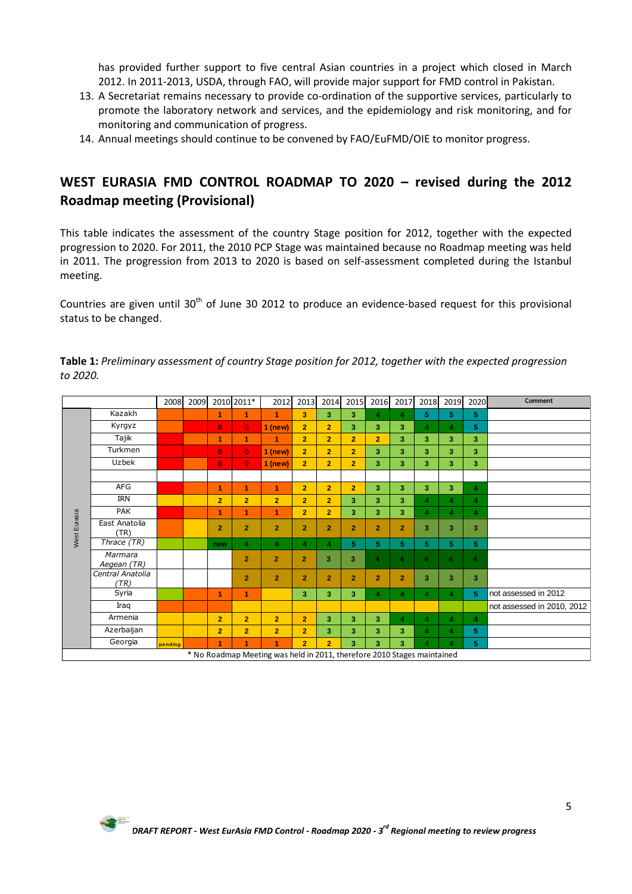has provided further support to five central Asian countries in a project which closed in March 2012. In 2011-2013, USDA, through FAO, will provide major support for FMD control in Pakistan.

13. A Secretariat remains necessary to provide co-ordination of the supportive services, particularly to promote the laboratory network and services, and the epidemiology and risk monitoring, and for monitoring and communication of progress.
14. Annual meetings should continue to be convened by FAO/EuFMD/OIE to monitor progress.

## WEST EURASIA FMD CONTROL ROADMAP TO 2020 – revised during the 2012 Roadmap meeting (Provisional)

This table indicates the assessment of the country Stage position for 2012, together with the expected progression to 2020. For 2011, the 2010 PCP Stage was maintained because no Roadmap meeting was held in 2011. The progression from 2013 to 2020 is based on self-assessment completed during the Istanbul meeting.

Countries are given until 30th of June 30 2012 to produce an evidence-based request for this provisional status to be changed.

**Table 1:** *Preliminary assessment of country Stage position for 2012, together with the expected progression to 2020.*

| | | 2008 | 2009 | 2010 | 2011* | 2012 | 2013 | 2014 | 2015 | 2016 | 2017 | 2018 | 2019 | 2020 | Comment |
|---|---|---|---|---|---|---|---|---|---|---|---|---|---|---|---|
| West Eurasia | Kazakh | | | 1 | 1 | 1 | 3 | 3 | 3 | 4 | 4 | 5 | 5 | 5 | |
| | Kyrgyz | | | 0 | 0 | 1 (new) | 2 | 2 | 3 | 3 | 3 | 4 | 4 | 5 | |
| | Tajik | | | 1 | 1 | 1 | 2 | 2 | 2 | 2 | 3 | 3 | 3 | 3 | |
| | Turkmen | | | 0 | 0 | 1 (new) | 2 | 2 | 2 | 3 | 3 | 3 | 3 | 3 | |
| | Uzbek | | | 0 | 0 | 1 (new) | 2 | 2 | 2 | 3 | 3 | 3 | 3 | 3 | |
| | | | | | | | | | | | | | | | |
| | AFG | | | 1 | 1 | 1 | 2 | 2 | 2 | 3 | 3 | 3 | 3 | 4 | |
| | IRN | | | 2 | 2 | 2 | 2 | 2 | 3 | 3 | 3 | 4 | 4 | 4 | |
| | PAK | | | 1 | 1 | 1 | 2 | 2 | 3 | 3 | 3 | 4 | 4 | 4 | |
| | East Anatolia (TR) | | | 2 | 2 | 2 | 2 | 2 | 2 | 2 | 2 | 3 | 3 | 3 | |
| | *Thrace (TR)* | | | new | 4 | 4 | 4 | 4 | 5 | 5 | 5 | 5 | 5 | 5 | |
| | *Marmara Aegean (TR)* | | | | 2 | 2 | 2 | 3 | 3 | 4 | 4 | 4 | 4 | 4 | |
| | *Central Anatolia (TR)* | | | | 2 | 2 | 2 | 2 | 2 | 2 | 2 | 3 | 3 | 3 | |
| | Syria | | | 1 | 1 | | 3 | 3 | 3 | 4 | 4 | 4 | 4 | 5 | not assessed in 2012 |
| | Iraq | | | | | | | | | | | | | | not assessed in 2010, 2012 |
| | Armenia | | | 2 | 2 | 2 | 2 | 3 | 3 | 3 | 4 | 4 | 4 | 4 | |
| | Azerbaijan | | | 2 | 2 | 2 | 2 | 3 | 3 | 3 | 3 | 4 | 4 | 5 | |
| | Georgia | pending | | 1 | 1 | 1 | 2 | 2 | 3 | 3 | 3 | 4 | 4 | 5 | |

\* No Roadmap Meeting was held in 2011, therefore 2010 Stages maintained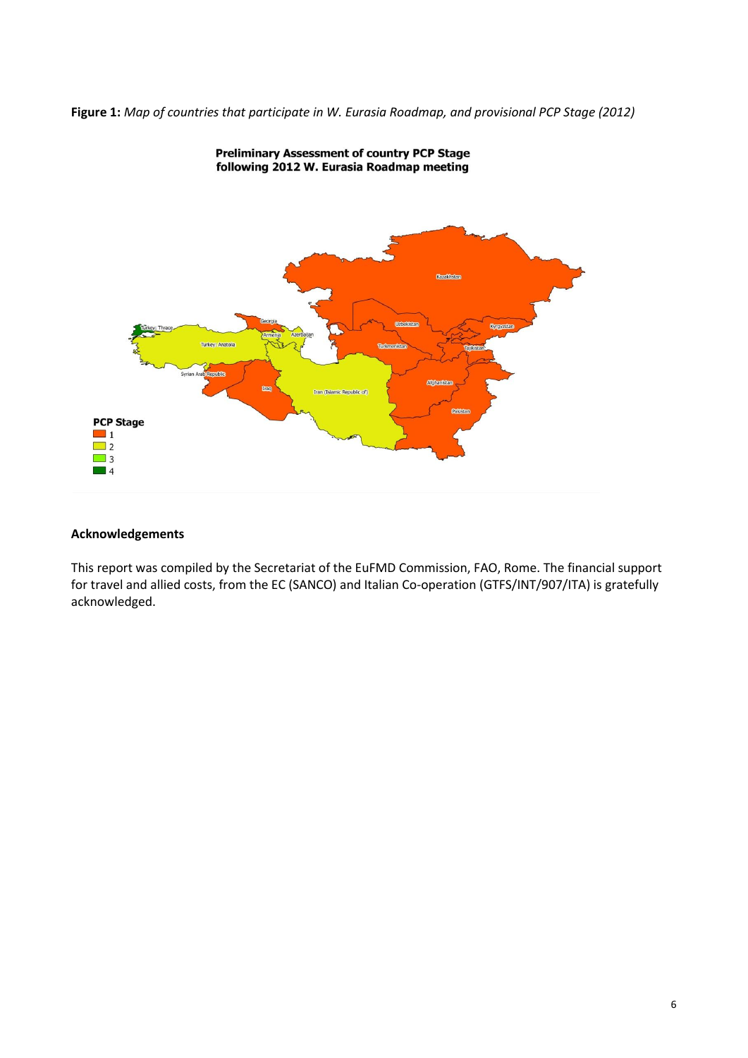**Figure 1:** *Map of countries that participate in W. Eurasia Roadmap, and provisional PCP Stage (2012)*

**Preliminary Assessment of country PCP Stage following 2012 W. Eurasia Roadmap meeting**

### Acknowledgements

This report was compiled by the Secretariat of the EuFMD Commission, FAO, Rome. The financial support for travel and allied costs, from the EC (SANCO) and Italian Co-operation (GTFS/INT/907/ITA) is gratefully acknowledged.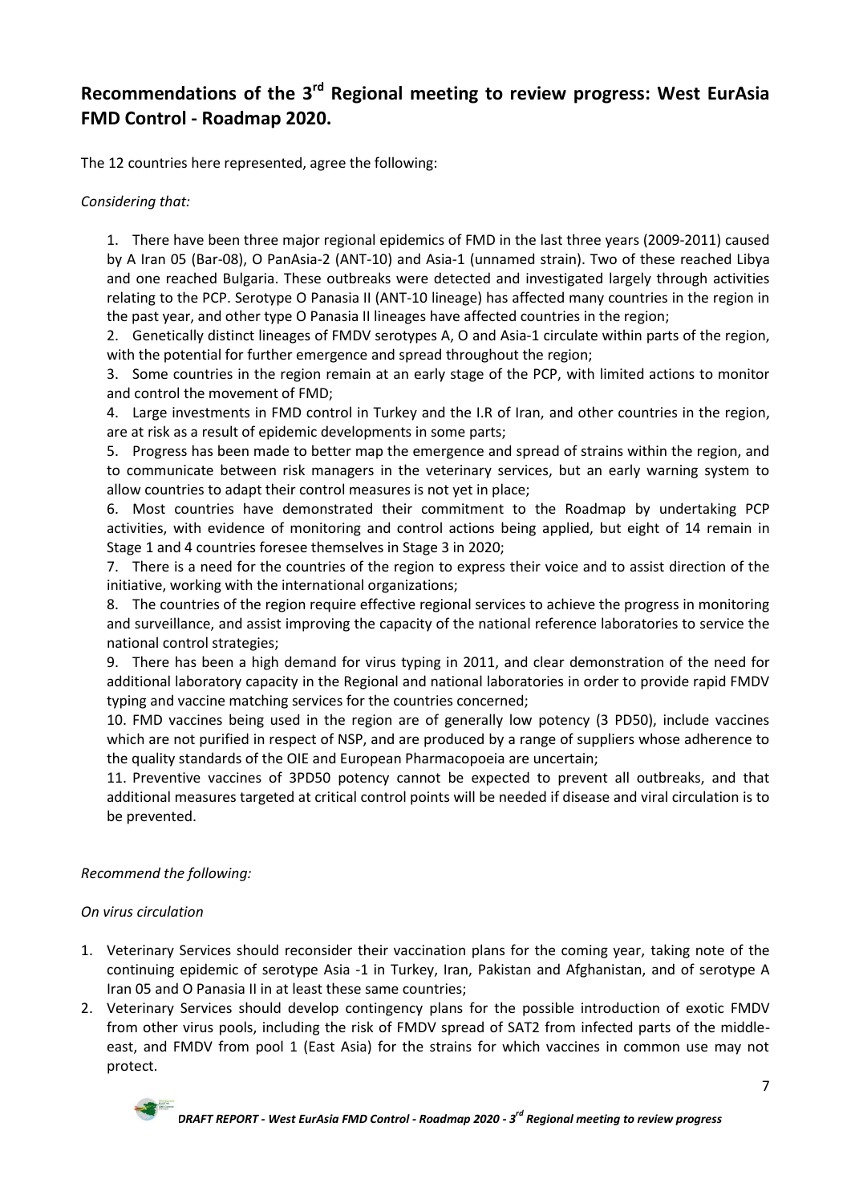## Recommendations of the 3rd Regional meeting to review progress: West EurAsia FMD Control - Roadmap 2020.

The 12 countries here represented, agree the following:

*Considering that:*

1. There have been three major regional epidemics of FMD in the last three years (2009-2011) caused by A Iran 05 (Bar-08), O PanAsia-2 (ANT-10) and Asia-1 (unnamed strain). Two of these reached Libya and one reached Bulgaria. These outbreaks were detected and investigated largely through activities relating to the PCP. Serotype O Panasia II (ANT-10 lineage) has affected many countries in the region in the past year, and other type O Panasia II lineages have affected countries in the region;
2. Genetically distinct lineages of FMDV serotypes A, O and Asia-1 circulate within parts of the region, with the potential for further emergence and spread throughout the region;
3. Some countries in the region remain at an early stage of the PCP, with limited actions to monitor and control the movement of FMD;
4. Large investments in FMD control in Turkey and the I.R of Iran, and other countries in the region, are at risk as a result of epidemic developments in some parts;
5. Progress has been made to better map the emergence and spread of strains within the region, and to communicate between risk managers in the veterinary services, but an early warning system to allow countries to adapt their control measures is not yet in place;
6. Most countries have demonstrated their commitment to the Roadmap by undertaking PCP activities, with evidence of monitoring and control actions being applied, but eight of 14 remain in Stage 1 and 4 countries foresee themselves in Stage 3 in 2020;
7. There is a need for the countries of the region to express their voice and to assist direction of the initiative, working with the international organizations;
8. The countries of the region require effective regional services to achieve the progress in monitoring and surveillance, and assist improving the capacity of the national reference laboratories to service the national control strategies;
9. There has been a high demand for virus typing in 2011, and clear demonstration of the need for additional laboratory capacity in the Regional and national laboratories in order to provide rapid FMDV typing and vaccine matching services for the countries concerned;
10. FMD vaccines being used in the region are of generally low potency (3 PD50), include vaccines which are not purified in respect of NSP, and are produced by a range of suppliers whose adherence to the quality standards of the OIE and European Pharmacopoeia are uncertain;
11. Preventive vaccines of 3PD50 potency cannot be expected to prevent all outbreaks, and that additional measures targeted at critical control points will be needed if disease and viral circulation is to be prevented.

*Recommend the following:*

*On virus circulation*

1. Veterinary Services should reconsider their vaccination plans for the coming year, taking note of the continuing epidemic of serotype Asia -1 in Turkey, Iran, Pakistan and Afghanistan, and of serotype A Iran 05 and O Panasia II in at least these same countries;
2. Veterinary Services should develop contingency plans for the possible introduction of exotic FMDV from other virus pools, including the risk of FMDV spread of SAT2 from infected parts of the middle-east, and FMDV from pool 1 (East Asia) for the strains for which vaccines in common use may not protect.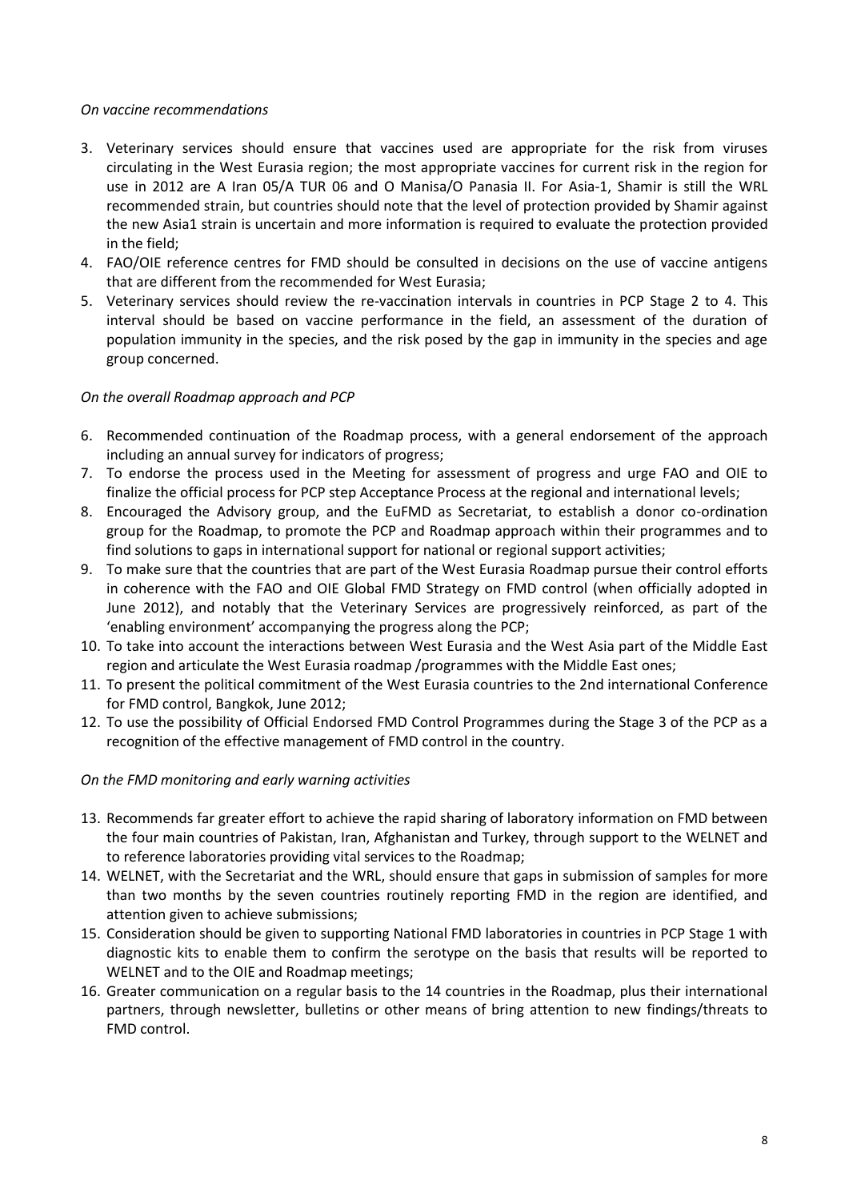*On vaccine recommendations*

3. Veterinary services should ensure that vaccines used are appropriate for the risk from viruses circulating in the West Eurasia region; the most appropriate vaccines for current risk in the region for use in 2012 are A Iran 05/A TUR 06 and O Manisa/O Panasia II. For Asia-1, Shamir is still the WRL recommended strain, but countries should note that the level of protection provided by Shamir against the new Asia1 strain is uncertain and more information is required to evaluate the protection provided in the field;
4. FAO/OIE reference centres for FMD should be consulted in decisions on the use of vaccine antigens that are different from the recommended for West Eurasia;
5. Veterinary services should review the re-vaccination intervals in countries in PCP Stage 2 to 4. This interval should be based on vaccine performance in the field, an assessment of the duration of population immunity in the species, and the risk posed by the gap in immunity in the species and age group concerned.

*On the overall Roadmap approach and PCP*

6. Recommended continuation of the Roadmap process, with a general endorsement of the approach including an annual survey for indicators of progress;
7. To endorse the process used in the Meeting for assessment of progress and urge FAO and OIE to finalize the official process for PCP step Acceptance Process at the regional and international levels;
8. Encouraged the Advisory group, and the EuFMD as Secretariat, to establish a donor co-ordination group for the Roadmap, to promote the PCP and Roadmap approach within their programmes and to find solutions to gaps in international support for national or regional support activities;
9. To make sure that the countries that are part of the West Eurasia Roadmap pursue their control efforts in coherence with the FAO and OIE Global FMD Strategy on FMD control (when officially adopted in June 2012), and notably that the Veterinary Services are progressively reinforced, as part of the 'enabling environment' accompanying the progress along the PCP;
10. To take into account the interactions between West Eurasia and the West Asia part of the Middle East region and articulate the West Eurasia roadmap /programmes with the Middle East ones;
11. To present the political commitment of the West Eurasia countries to the 2nd international Conference for FMD control, Bangkok, June 2012;
12. To use the possibility of Official Endorsed FMD Control Programmes during the Stage 3 of the PCP as a recognition of the effective management of FMD control in the country.

*On the FMD monitoring and early warning activities*

13. Recommends far greater effort to achieve the rapid sharing of laboratory information on FMD between the four main countries of Pakistan, Iran, Afghanistan and Turkey, through support to the WELNET and to reference laboratories providing vital services to the Roadmap;
14. WELNET, with the Secretariat and the WRL, should ensure that gaps in submission of samples for more than two months by the seven countries routinely reporting FMD in the region are identified, and attention given to achieve submissions;
15. Consideration should be given to supporting National FMD laboratories in countries in PCP Stage 1 with diagnostic kits to enable them to confirm the serotype on the basis that results will be reported to WELNET and to the OIE and Roadmap meetings;
16. Greater communication on a regular basis to the 14 countries in the Roadmap, plus their international partners, through newsletter, bulletins or other means of bring attention to new findings/threats to FMD control.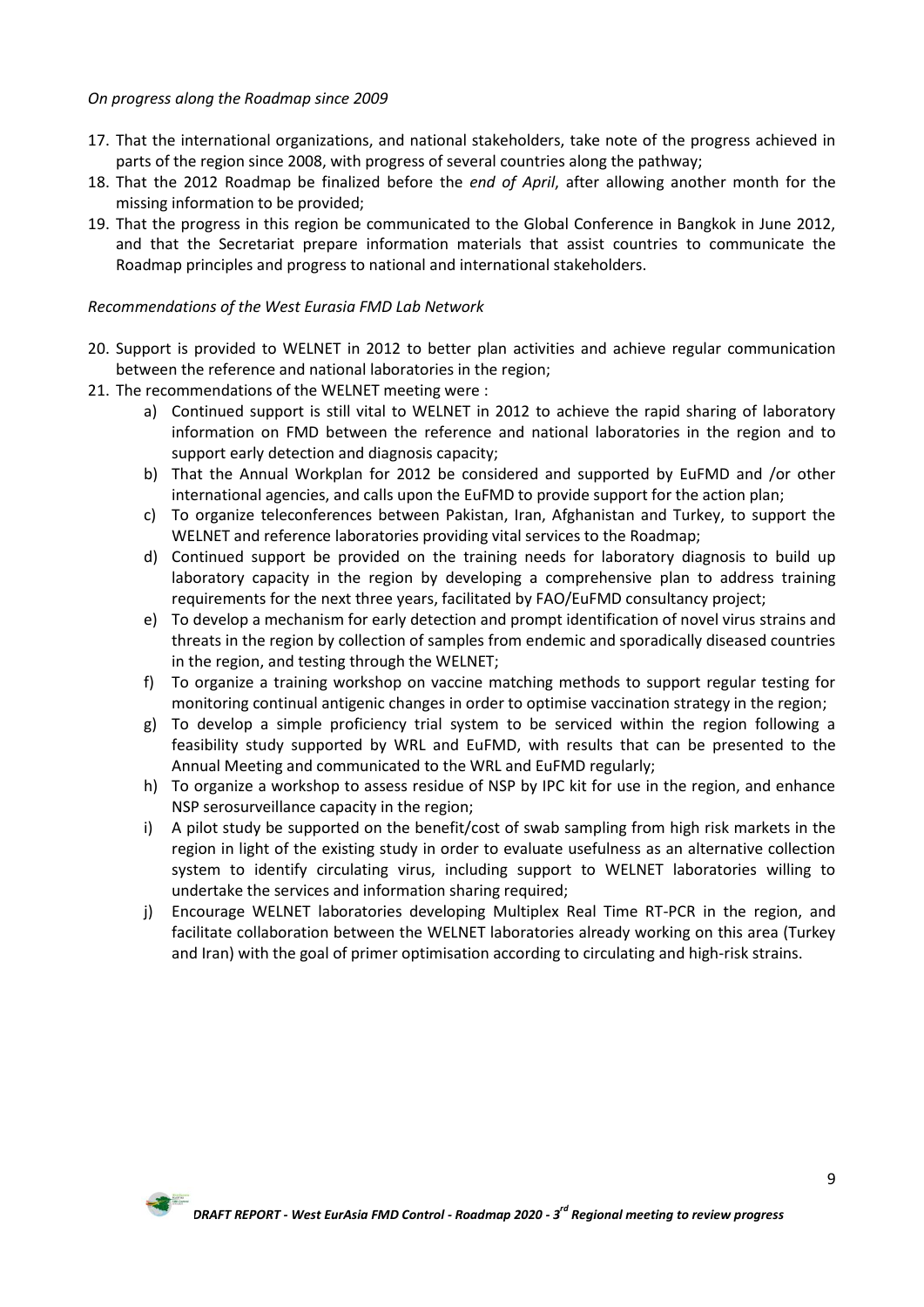*On progress along the Roadmap since 2009*

17. That the international organizations, and national stakeholders, take note of the progress achieved in parts of the region since 2008, with progress of several countries along the pathway;
18. That the 2012 Roadmap be finalized before the *end of April*, after allowing another month for the missing information to be provided;
19. That the progress in this region be communicated to the Global Conference in Bangkok in June 2012, and that the Secretariat prepare information materials that assist countries to communicate the Roadmap principles and progress to national and international stakeholders.

*Recommendations of the West Eurasia FMD Lab Network*

20. Support is provided to WELNET in 2012 to better plan activities and achieve regular communication between the reference and national laboratories in the region;
21. The recommendations of the WELNET meeting were :
    a) Continued support is still vital to WELNET in 2012 to achieve the rapid sharing of laboratory information on FMD between the reference and national laboratories in the region and to support early detection and diagnosis capacity;
    b) That the Annual Workplan for 2012 be considered and supported by EuFMD and /or other international agencies, and calls upon the EuFMD to provide support for the action plan;
    c) To organize teleconferences between Pakistan, Iran, Afghanistan and Turkey, to support the WELNET and reference laboratories providing vital services to the Roadmap;
    d) Continued support be provided on the training needs for laboratory diagnosis to build up laboratory capacity in the region by developing a comprehensive plan to address training requirements for the next three years, facilitated by FAO/EuFMD consultancy project;
    e) To develop a mechanism for early detection and prompt identification of novel virus strains and threats in the region by collection of samples from endemic and sporadically diseased countries in the region, and testing through the WELNET;
    f) To organize a training workshop on vaccine matching methods to support regular testing for monitoring continual antigenic changes in order to optimise vaccination strategy in the region;
    g) To develop a simple proficiency trial system to be serviced within the region following a feasibility study supported by WRL and EuFMD, with results that can be presented to the Annual Meeting and communicated to the WRL and EuFMD regularly;
    h) To organize a workshop to assess residue of NSP by IPC kit for use in the region, and enhance NSP serosurveillance capacity in the region;
    i) A pilot study be supported on the benefit/cost of swab sampling from high risk markets in the region in light of the existing study in order to evaluate usefulness as an alternative collection system to identify circulating virus, including support to WELNET laboratories willing to undertake the services and information sharing required;
    j) Encourage WELNET laboratories developing Multiplex Real Time RT-PCR in the region, and facilitate collaboration between the WELNET laboratories already working on this area (Turkey and Iran) with the goal of primer optimisation according to circulating and high-risk strains.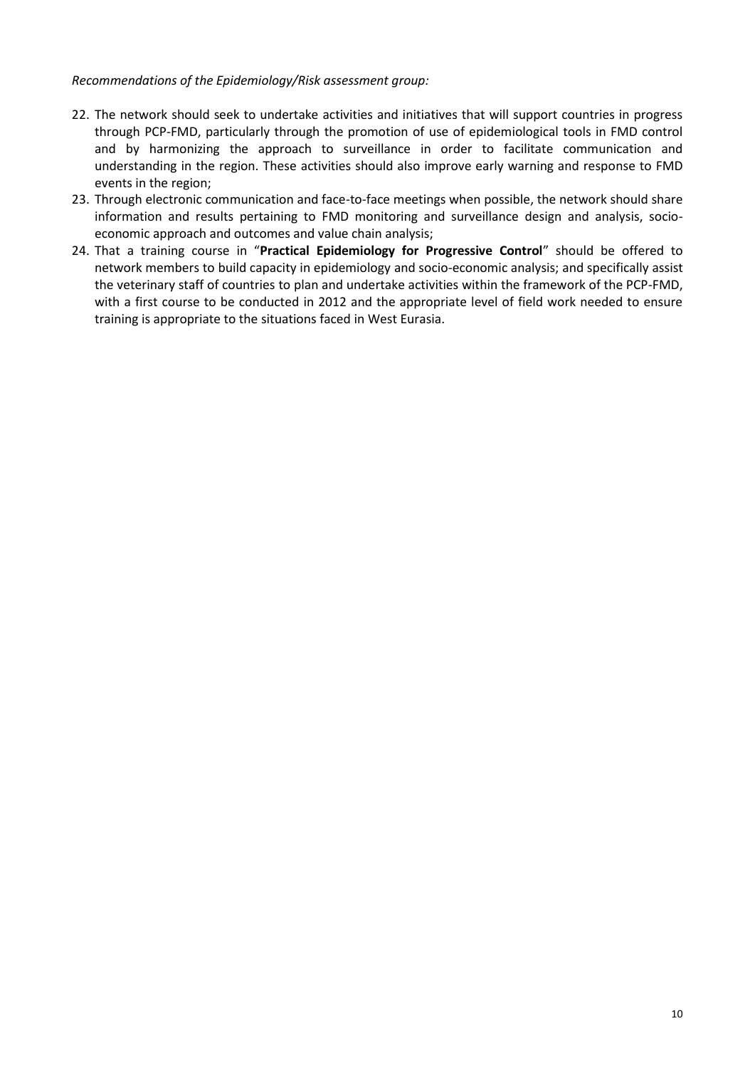*Recommendations of the Epidemiology/Risk assessment group:*

22. The network should seek to undertake activities and initiatives that will support countries in progress through PCP-FMD, particularly through the promotion of use of epidemiological tools in FMD control and by harmonizing the approach to surveillance in order to facilitate communication and understanding in the region. These activities should also improve early warning and response to FMD events in the region;
23. Through electronic communication and face-to-face meetings when possible, the network should share information and results pertaining to FMD monitoring and surveillance design and analysis, socio-economic approach and outcomes and value chain analysis;
24. That a training course in "**Practical Epidemiology for Progressive Control**" should be offered to network members to build capacity in epidemiology and socio-economic analysis; and specifically assist the veterinary staff of countries to plan and undertake activities within the framework of the PCP-FMD, with a first course to be conducted in 2012 and the appropriate level of field work needed to ensure training is appropriate to the situations faced in West Eurasia.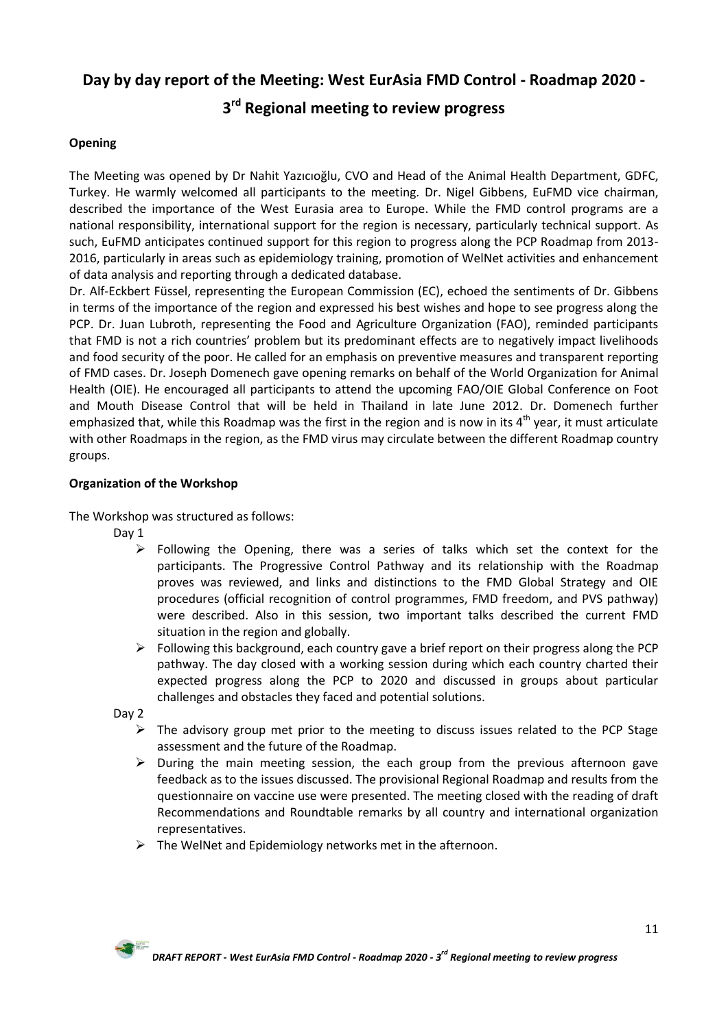# Day by day report of the Meeting: West EurAsia FMD Control - Roadmap 2020 - 3rd Regional meeting to review progress

**Opening**

The Meeting was opened by Dr Nahit Yazıcıoğlu, CVO and Head of the Animal Health Department, GDFC, Turkey. He warmly welcomed all participants to the meeting. Dr. Nigel Gibbens, EuFMD vice chairman, described the importance of the West Eurasia area to Europe. While the FMD control programs are a national responsibility, international support for the region is necessary, particularly technical support. As such, EuFMD anticipates continued support for this region to progress along the PCP Roadmap from 2013-2016, particularly in areas such as epidemiology training, promotion of WelNet activities and enhancement of data analysis and reporting through a dedicated database.

Dr. Alf-Eckbert Füssel, representing the European Commission (EC), echoed the sentiments of Dr. Gibbens in terms of the importance of the region and expressed his best wishes and hope to see progress along the PCP. Dr. Juan Lubroth, representing the Food and Agriculture Organization (FAO), reminded participants that FMD is not a rich countries' problem but its predominant effects are to negatively impact livelihoods and food security of the poor. He called for an emphasis on preventive measures and transparent reporting of FMD cases. Dr. Joseph Domenech gave opening remarks on behalf of the World Organization for Animal Health (OIE). He encouraged all participants to attend the upcoming FAO/OIE Global Conference on Foot and Mouth Disease Control that will be held in Thailand in late June 2012. Dr. Domenech further emphasized that, while this Roadmap was the first in the region and is now in its 4th year, it must articulate with other Roadmaps in the region, as the FMD virus may circulate between the different Roadmap country groups.

**Organization of the Workshop**

The Workshop was structured as follows:

Day 1

- Following the Opening, there was a series of talks which set the context for the participants. The Progressive Control Pathway and its relationship with the Roadmap proves was reviewed, and links and distinctions to the FMD Global Strategy and OIE procedures (official recognition of control programmes, FMD freedom, and PVS pathway) were described. Also in this session, two important talks described the current FMD situation in the region and globally.
- Following this background, each country gave a brief report on their progress along the PCP pathway. The day closed with a working session during which each country charted their expected progress along the PCP to 2020 and discussed in groups about particular challenges and obstacles they faced and potential solutions.

Day 2

- The advisory group met prior to the meeting to discuss issues related to the PCP Stage assessment and the future of the Roadmap.
- During the main meeting session, the each group from the previous afternoon gave feedback as to the issues discussed. The provisional Regional Roadmap and results from the questionnaire on vaccine use were presented. The meeting closed with the reading of draft Recommendations and Roundtable remarks by all country and international organization representatives.
- The WelNet and Epidemiology networks met in the afternoon.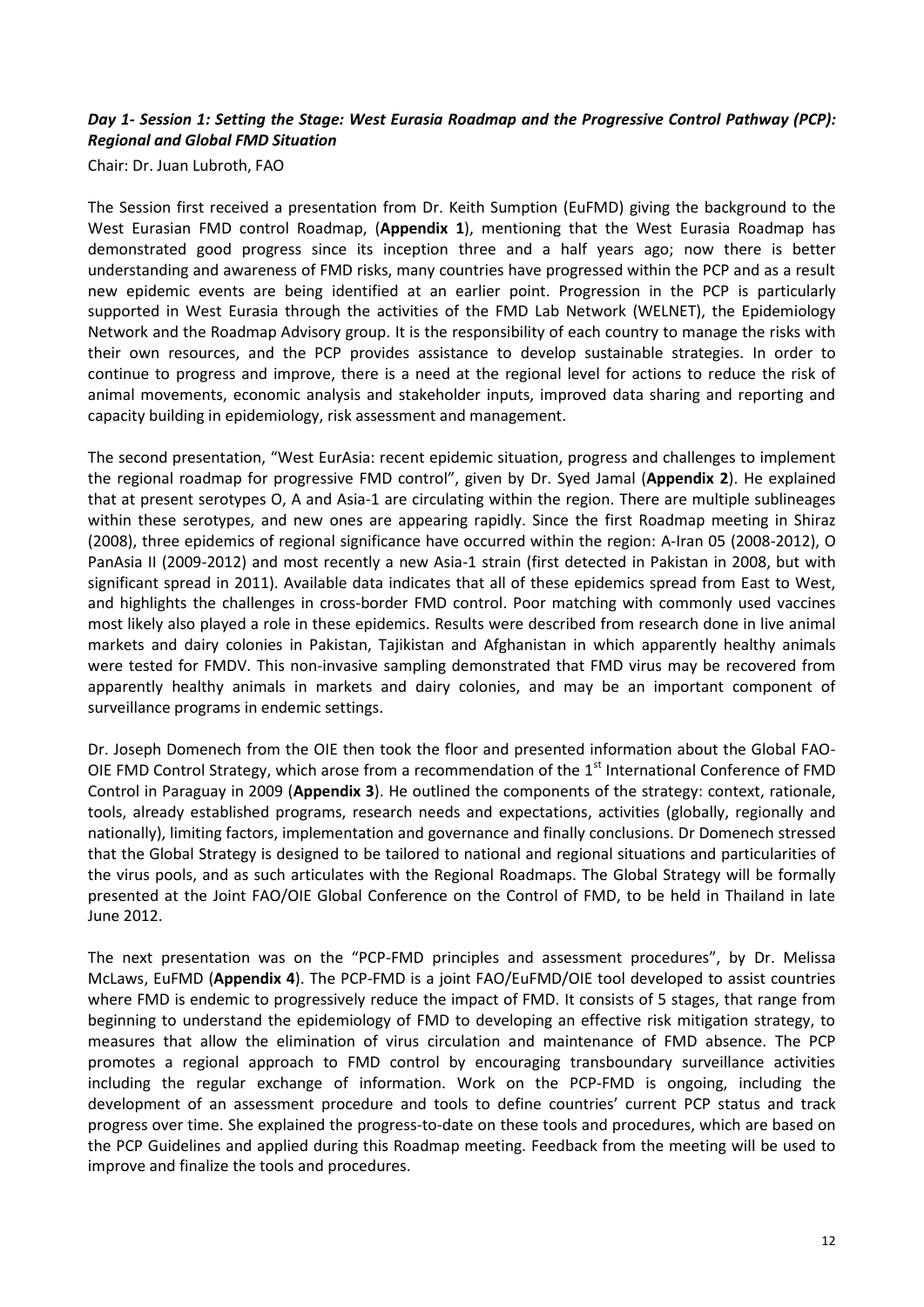### *Day 1- Session 1: Setting the Stage: West Eurasia Roadmap and the Progressive Control Pathway (PCP): Regional and Global FMD Situation*

Chair: Dr. Juan Lubroth, FAO

The Session first received a presentation from Dr. Keith Sumption (EuFMD) giving the background to the West Eurasian FMD control Roadmap, (**Appendix 1**), mentioning that the West Eurasia Roadmap has demonstrated good progress since its inception three and a half years ago; now there is better understanding and awareness of FMD risks, many countries have progressed within the PCP and as a result new epidemic events are being identified at an earlier point. Progression in the PCP is particularly supported in West Eurasia through the activities of the FMD Lab Network (WELNET), the Epidemiology Network and the Roadmap Advisory group. It is the responsibility of each country to manage the risks with their own resources, and the PCP provides assistance to develop sustainable strategies. In order to continue to progress and improve, there is a need at the regional level for actions to reduce the risk of animal movements, economic analysis and stakeholder inputs, improved data sharing and reporting and capacity building in epidemiology, risk assessment and management.

The second presentation, "West EurAsia: recent epidemic situation, progress and challenges to implement the regional roadmap for progressive FMD control", given by Dr. Syed Jamal (**Appendix 2**). He explained that at present serotypes O, A and Asia-1 are circulating within the region. There are multiple sublineages within these serotypes, and new ones are appearing rapidly. Since the first Roadmap meeting in Shiraz (2008), three epidemics of regional significance have occurred within the region: A-Iran 05 (2008-2012), O PanAsia II (2009-2012) and most recently a new Asia-1 strain (first detected in Pakistan in 2008, but with significant spread in 2011). Available data indicates that all of these epidemics spread from East to West, and highlights the challenges in cross-border FMD control. Poor matching with commonly used vaccines most likely also played a role in these epidemics. Results were described from research done in live animal markets and dairy colonies in Pakistan, Tajikistan and Afghanistan in which apparently healthy animals were tested for FMDV. This non-invasive sampling demonstrated that FMD virus may be recovered from apparently healthy animals in markets and dairy colonies, and may be an important component of surveillance programs in endemic settings.

Dr. Joseph Domenech from the OIE then took the floor and presented information about the Global FAO-OIE FMD Control Strategy, which arose from a recommendation of the 1st International Conference of FMD Control in Paraguay in 2009 (**Appendix 3**). He outlined the components of the strategy: context, rationale, tools, already established programs, research needs and expectations, activities (globally, regionally and nationally), limiting factors, implementation and governance and finally conclusions. Dr Domenech stressed that the Global Strategy is designed to be tailored to national and regional situations and particularities of the virus pools, and as such articulates with the Regional Roadmaps. The Global Strategy will be formally presented at the Joint FAO/OIE Global Conference on the Control of FMD, to be held in Thailand in late June 2012.

The next presentation was on the "PCP-FMD principles and assessment procedures", by Dr. Melissa McLaws, EuFMD (**Appendix 4**). The PCP-FMD is a joint FAO/EuFMD/OIE tool developed to assist countries where FMD is endemic to progressively reduce the impact of FMD. It consists of 5 stages, that range from beginning to understand the epidemiology of FMD to developing an effective risk mitigation strategy, to measures that allow the elimination of virus circulation and maintenance of FMD absence. The PCP promotes a regional approach to FMD control by encouraging transboundary surveillance activities including the regular exchange of information. Work on the PCP-FMD is ongoing, including the development of an assessment procedure and tools to define countries' current PCP status and track progress over time. She explained the progress-to-date on these tools and procedures, which are based on the PCP Guidelines and applied during this Roadmap meeting. Feedback from the meeting will be used to improve and finalize the tools and procedures.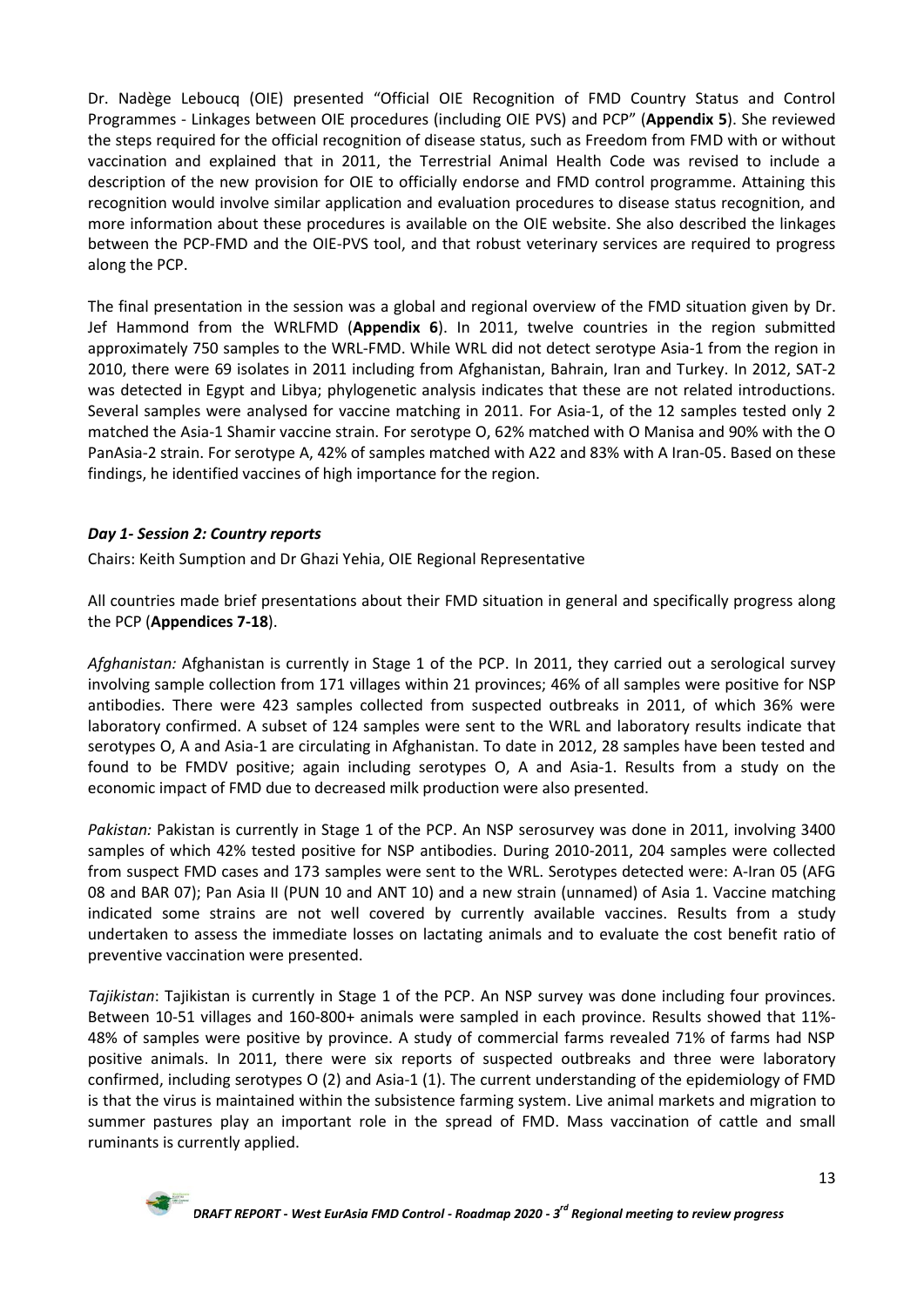Dr. Nadège Leboucq (OIE) presented "Official OIE Recognition of FMD Country Status and Control Programmes - Linkages between OIE procedures (including OIE PVS) and PCP" (**Appendix 5**). She reviewed the steps required for the official recognition of disease status, such as Freedom from FMD with or without vaccination and explained that in 2011, the Terrestrial Animal Health Code was revised to include a description of the new provision for OIE to officially endorse and FMD control programme. Attaining this recognition would involve similar application and evaluation procedures to disease status recognition, and more information about these procedures is available on the OIE website. She also described the linkages between the PCP-FMD and the OIE-PVS tool, and that robust veterinary services are required to progress along the PCP.

The final presentation in the session was a global and regional overview of the FMD situation given by Dr. Jef Hammond from the WRLFMD (**Appendix 6**). In 2011, twelve countries in the region submitted approximately 750 samples to the WRL-FMD. While WRL did not detect serotype Asia-1 from the region in 2010, there were 69 isolates in 2011 including from Afghanistan, Bahrain, Iran and Turkey. In 2012, SAT-2 was detected in Egypt and Libya; phylogenetic analysis indicates that these are not related introductions. Several samples were analysed for vaccine matching in 2011. For Asia-1, of the 12 samples tested only 2 matched the Asia-1 Shamir vaccine strain. For serotype O, 62% matched with O Manisa and 90% with the O PanAsia-2 strain. For serotype A, 42% of samples matched with A22 and 83% with A Iran-05. Based on these findings, he identified vaccines of high importance for the region.

### *Day 1- Session 2: Country reports*

Chairs: Keith Sumption and Dr Ghazi Yehia, OIE Regional Representative

All countries made brief presentations about their FMD situation in general and specifically progress along the PCP (**Appendices 7-18**).

*Afghanistan:* Afghanistan is currently in Stage 1 of the PCP. In 2011, they carried out a serological survey involving sample collection from 171 villages within 21 provinces; 46% of all samples were positive for NSP antibodies. There were 423 samples collected from suspected outbreaks in 2011, of which 36% were laboratory confirmed. A subset of 124 samples were sent to the WRL and laboratory results indicate that serotypes O, A and Asia-1 are circulating in Afghanistan. To date in 2012, 28 samples have been tested and found to be FMDV positive; again including serotypes O, A and Asia-1. Results from a study on the economic impact of FMD due to decreased milk production were also presented.

*Pakistan:* Pakistan is currently in Stage 1 of the PCP. An NSP serosurvey was done in 2011, involving 3400 samples of which 42% tested positive for NSP antibodies. During 2010-2011, 204 samples were collected from suspect FMD cases and 173 samples were sent to the WRL. Serotypes detected were: A-Iran 05 (AFG 08 and BAR 07); Pan Asia II (PUN 10 and ANT 10) and a new strain (unnamed) of Asia 1. Vaccine matching indicated some strains are not well covered by currently available vaccines. Results from a study undertaken to assess the immediate losses on lactating animals and to evaluate the cost benefit ratio of preventive vaccination were presented.

*Tajikistan*: Tajikistan is currently in Stage 1 of the PCP. An NSP survey was done including four provinces. Between 10-51 villages and 160-800+ animals were sampled in each province. Results showed that 11%-48% of samples were positive by province. A study of commercial farms revealed 71% of farms had NSP positive animals. In 2011, there were six reports of suspected outbreaks and three were laboratory confirmed, including serotypes O (2) and Asia-1 (1). The current understanding of the epidemiology of FMD is that the virus is maintained within the subsistence farming system. Live animal markets and migration to summer pastures play an important role in the spread of FMD. Mass vaccination of cattle and small ruminants is currently applied.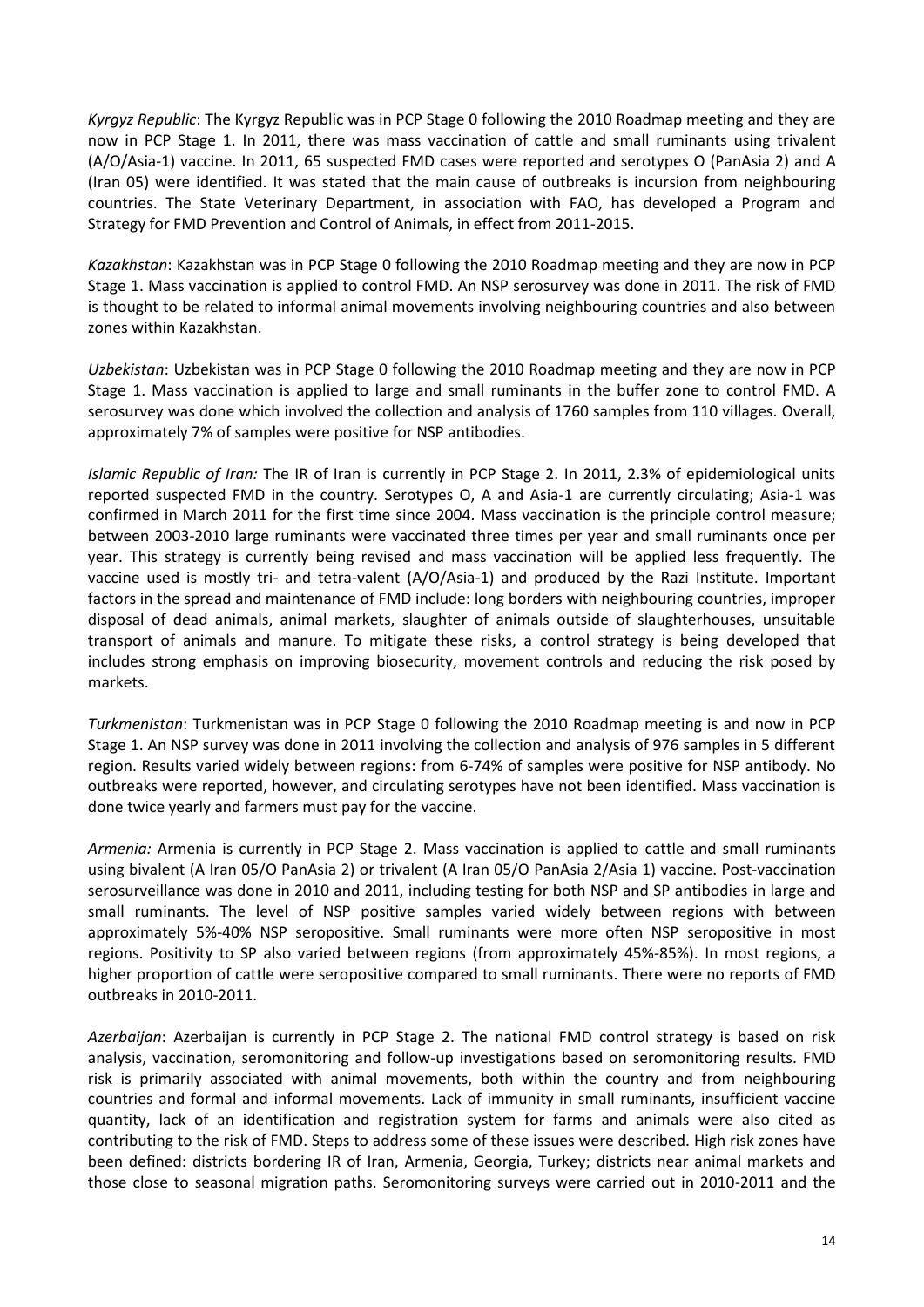*Kyrgyz Republic*: The Kyrgyz Republic was in PCP Stage 0 following the 2010 Roadmap meeting and they are now in PCP Stage 1. In 2011, there was mass vaccination of cattle and small ruminants using trivalent (A/O/Asia-1) vaccine. In 2011, 65 suspected FMD cases were reported and serotypes O (PanAsia 2) and A (Iran 05) were identified. It was stated that the main cause of outbreaks is incursion from neighbouring countries. The State Veterinary Department, in association with FAO, has developed a Program and Strategy for FMD Prevention and Control of Animals, in effect from 2011-2015.

*Kazakhstan*: Kazakhstan was in PCP Stage 0 following the 2010 Roadmap meeting and they are now in PCP Stage 1. Mass vaccination is applied to control FMD. An NSP serosurvey was done in 2011. The risk of FMD is thought to be related to informal animal movements involving neighbouring countries and also between zones within Kazakhstan.

*Uzbekistan*: Uzbekistan was in PCP Stage 0 following the 2010 Roadmap meeting and they are now in PCP Stage 1. Mass vaccination is applied to large and small ruminants in the buffer zone to control FMD. A serosurvey was done which involved the collection and analysis of 1760 samples from 110 villages. Overall, approximately 7% of samples were positive for NSP antibodies.

*Islamic Republic of Iran:* The IR of Iran is currently in PCP Stage 2. In 2011, 2.3% of epidemiological units reported suspected FMD in the country. Serotypes O, A and Asia-1 are currently circulating; Asia-1 was confirmed in March 2011 for the first time since 2004. Mass vaccination is the principle control measure; between 2003-2010 large ruminants were vaccinated three times per year and small ruminants once per year. This strategy is currently being revised and mass vaccination will be applied less frequently. The vaccine used is mostly tri- and tetra-valent (A/O/Asia-1) and produced by the Razi Institute. Important factors in the spread and maintenance of FMD include: long borders with neighbouring countries, improper disposal of dead animals, animal markets, slaughter of animals outside of slaughterhouses, unsuitable transport of animals and manure. To mitigate these risks, a control strategy is being developed that includes strong emphasis on improving biosecurity, movement controls and reducing the risk posed by markets.

*Turkmenistan*: Turkmenistan was in PCP Stage 0 following the 2010 Roadmap meeting is and now in PCP Stage 1. An NSP survey was done in 2011 involving the collection and analysis of 976 samples in 5 different region. Results varied widely between regions: from 6-74% of samples were positive for NSP antibody. No outbreaks were reported, however, and circulating serotypes have not been identified. Mass vaccination is done twice yearly and farmers must pay for the vaccine.

*Armenia:* Armenia is currently in PCP Stage 2. Mass vaccination is applied to cattle and small ruminants using bivalent (A Iran 05/O PanAsia 2) or trivalent (A Iran 05/O PanAsia 2/Asia 1) vaccine. Post-vaccination serosurveillance was done in 2010 and 2011, including testing for both NSP and SP antibodies in large and small ruminants. The level of NSP positive samples varied widely between regions with between approximately 5%-40% NSP seropositive. Small ruminants were more often NSP seropositive in most regions. Positivity to SP also varied between regions (from approximately 45%-85%). In most regions, a higher proportion of cattle were seropositive compared to small ruminants. There were no reports of FMD outbreaks in 2010-2011.

*Azerbaijan*: Azerbaijan is currently in PCP Stage 2. The national FMD control strategy is based on risk analysis, vaccination, seromonitoring and follow-up investigations based on seromonitoring results. FMD risk is primarily associated with animal movements, both within the country and from neighbouring countries and formal and informal movements. Lack of immunity in small ruminants, insufficient vaccine quantity, lack of an identification and registration system for farms and animals were also cited as contributing to the risk of FMD. Steps to address some of these issues were described. High risk zones have been defined: districts bordering IR of Iran, Armenia, Georgia, Turkey; districts near animal markets and those close to seasonal migration paths. Seromonitoring surveys were carried out in 2010-2011 and the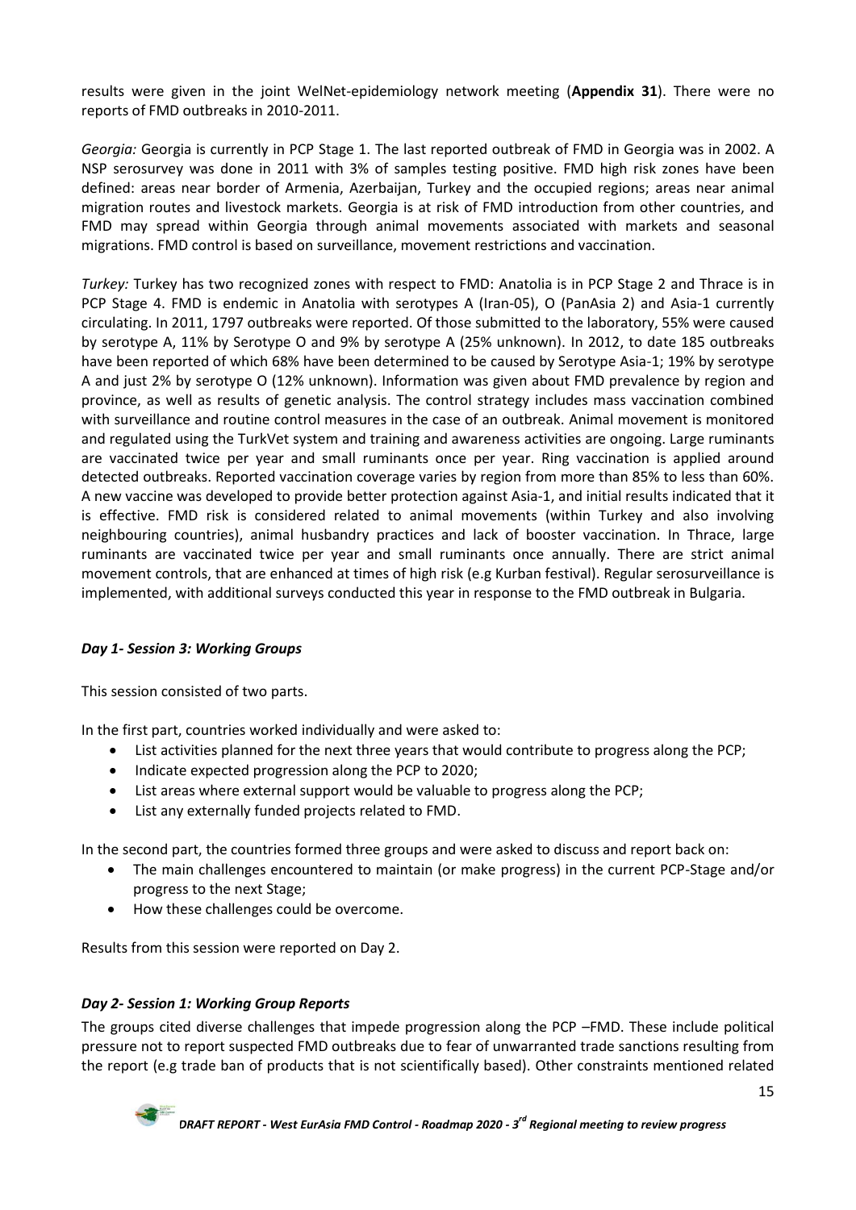results were given in the joint WelNet-epidemiology network meeting (**Appendix 31**). There were no reports of FMD outbreaks in 2010-2011.

*Georgia:* Georgia is currently in PCP Stage 1. The last reported outbreak of FMD in Georgia was in 2002. A NSP serosurvey was done in 2011 with 3% of samples testing positive. FMD high risk zones have been defined: areas near border of Armenia, Azerbaijan, Turkey and the occupied regions; areas near animal migration routes and livestock markets. Georgia is at risk of FMD introduction from other countries, and FMD may spread within Georgia through animal movements associated with markets and seasonal migrations. FMD control is based on surveillance, movement restrictions and vaccination.

*Turkey:* Turkey has two recognized zones with respect to FMD: Anatolia is in PCP Stage 2 and Thrace is in PCP Stage 4. FMD is endemic in Anatolia with serotypes A (Iran-05), O (PanAsia 2) and Asia-1 currently circulating. In 2011, 1797 outbreaks were reported. Of those submitted to the laboratory, 55% were caused by serotype A, 11% by Serotype O and 9% by serotype A (25% unknown). In 2012, to date 185 outbreaks have been reported of which 68% have been determined to be caused by Serotype Asia-1; 19% by serotype A and just 2% by serotype O (12% unknown). Information was given about FMD prevalence by region and province, as well as results of genetic analysis. The control strategy includes mass vaccination combined with surveillance and routine control measures in the case of an outbreak. Animal movement is monitored and regulated using the TurkVet system and training and awareness activities are ongoing. Large ruminants are vaccinated twice per year and small ruminants once per year. Ring vaccination is applied around detected outbreaks. Reported vaccination coverage varies by region from more than 85% to less than 60%. A new vaccine was developed to provide better protection against Asia-1, and initial results indicated that it is effective. FMD risk is considered related to animal movements (within Turkey and also involving neighbouring countries), animal husbandry practices and lack of booster vaccination. In Thrace, large ruminants are vaccinated twice per year and small ruminants once annually. There are strict animal movement controls, that are enhanced at times of high risk (e.g Kurban festival). Regular serosurveillance is implemented, with additional surveys conducted this year in response to the FMD outbreak in Bulgaria.

### *Day 1- Session 3: Working Groups*

This session consisted of two parts.

In the first part, countries worked individually and were asked to:

- List activities planned for the next three years that would contribute to progress along the PCP;
- Indicate expected progression along the PCP to 2020;
- List areas where external support would be valuable to progress along the PCP;
- List any externally funded projects related to FMD.

In the second part, the countries formed three groups and were asked to discuss and report back on:

- The main challenges encountered to maintain (or make progress) in the current PCP-Stage and/or progress to the next Stage;
- How these challenges could be overcome.

Results from this session were reported on Day 2.

### *Day 2- Session 1: Working Group Reports*

The groups cited diverse challenges that impede progression along the PCP –FMD. These include political pressure not to report suspected FMD outbreaks due to fear of unwarranted trade sanctions resulting from the report (e.g trade ban of products that is not scientifically based). Other constraints mentioned related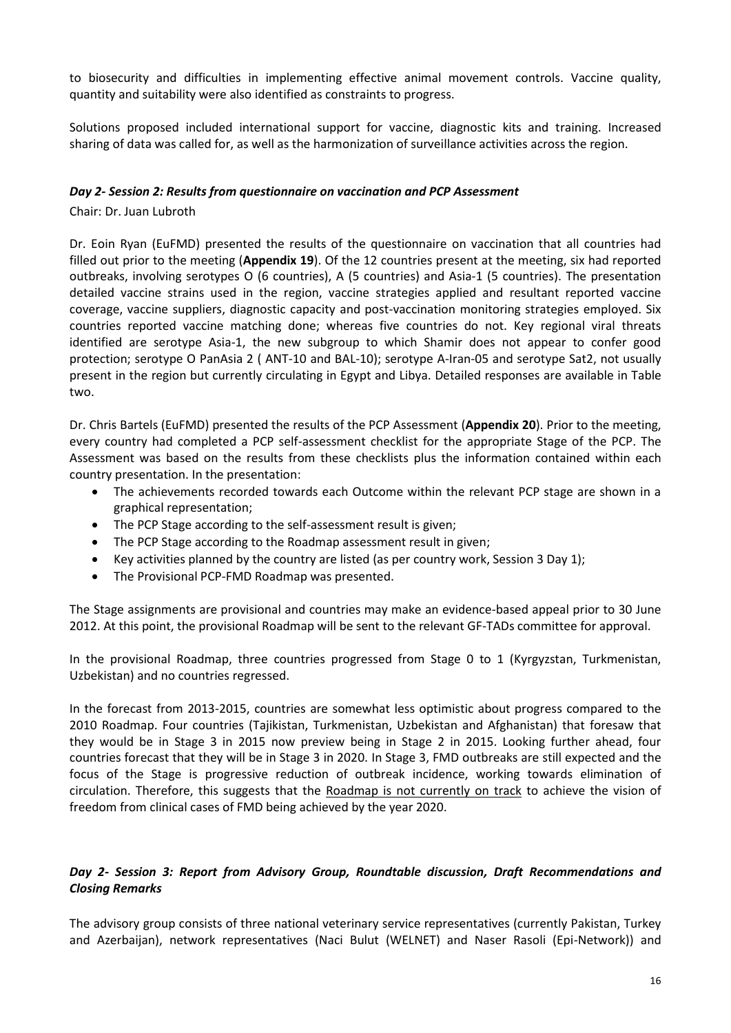to biosecurity and difficulties in implementing effective animal movement controls. Vaccine quality, quantity and suitability were also identified as constraints to progress.

Solutions proposed included international support for vaccine, diagnostic kits and training. Increased sharing of data was called for, as well as the harmonization of surveillance activities across the region.

### *Day 2- Session 2: Results from questionnaire on vaccination and PCP Assessment*

Chair: Dr. Juan Lubroth

Dr. Eoin Ryan (EuFMD) presented the results of the questionnaire on vaccination that all countries had filled out prior to the meeting (**Appendix 19**). Of the 12 countries present at the meeting, six had reported outbreaks, involving serotypes O (6 countries), A (5 countries) and Asia-1 (5 countries). The presentation detailed vaccine strains used in the region, vaccine strategies applied and resultant reported vaccine coverage, vaccine suppliers, diagnostic capacity and post-vaccination monitoring strategies employed. Six countries reported vaccine matching done; whereas five countries do not. Key regional viral threats identified are serotype Asia-1, the new subgroup to which Shamir does not appear to confer good protection; serotype O PanAsia 2 ( ANT-10 and BAL-10); serotype A-Iran-05 and serotype Sat2, not usually present in the region but currently circulating in Egypt and Libya. Detailed responses are available in Table two.

Dr. Chris Bartels (EuFMD) presented the results of the PCP Assessment (**Appendix 20**). Prior to the meeting, every country had completed a PCP self-assessment checklist for the appropriate Stage of the PCP. The Assessment was based on the results from these checklists plus the information contained within each country presentation. In the presentation:

- The achievements recorded towards each Outcome within the relevant PCP stage are shown in a graphical representation;
- The PCP Stage according to the self-assessment result is given;
- The PCP Stage according to the Roadmap assessment result in given;
- Key activities planned by the country are listed (as per country work, Session 3 Day 1);
- The Provisional PCP-FMD Roadmap was presented.

The Stage assignments are provisional and countries may make an evidence-based appeal prior to 30 June 2012. At this point, the provisional Roadmap will be sent to the relevant GF-TADs committee for approval.

In the provisional Roadmap, three countries progressed from Stage 0 to 1 (Kyrgyzstan, Turkmenistan, Uzbekistan) and no countries regressed.

In the forecast from 2013-2015, countries are somewhat less optimistic about progress compared to the 2010 Roadmap. Four countries (Tajikistan, Turkmenistan, Uzbekistan and Afghanistan) that foresaw that they would be in Stage 3 in 2015 now preview being in Stage 2 in 2015. Looking further ahead, four countries forecast that they will be in Stage 3 in 2020. In Stage 3, FMD outbreaks are still expected and the focus of the Stage is progressive reduction of outbreak incidence, working towards elimination of circulation. Therefore, this suggests that the Roadmap is not currently on track to achieve the vision of freedom from clinical cases of FMD being achieved by the year 2020.

### *Day 2- Session 3: Report from Advisory Group, Roundtable discussion, Draft Recommendations and Closing Remarks*

The advisory group consists of three national veterinary service representatives (currently Pakistan, Turkey and Azerbaijan), network representatives (Naci Bulut (WELNET) and Naser Rasoli (Epi-Network)) and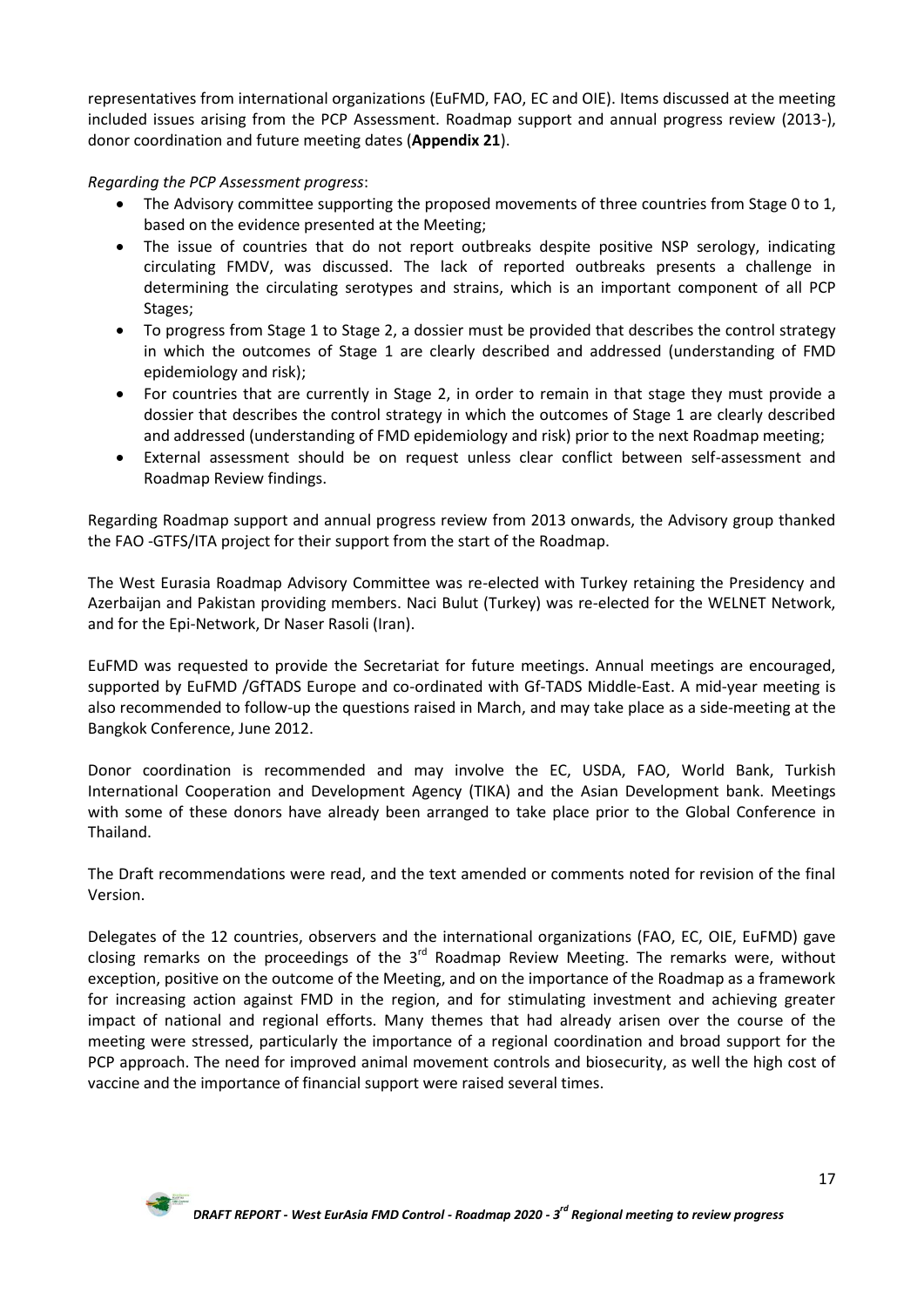representatives from international organizations (EuFMD, FAO, EC and OIE). Items discussed at the meeting included issues arising from the PCP Assessment. Roadmap support and annual progress review (2013-), donor coordination and future meeting dates (**Appendix 21**).

*Regarding the PCP Assessment progress*:

- The Advisory committee supporting the proposed movements of three countries from Stage 0 to 1, based on the evidence presented at the Meeting;
- The issue of countries that do not report outbreaks despite positive NSP serology, indicating circulating FMDV, was discussed. The lack of reported outbreaks presents a challenge in determining the circulating serotypes and strains, which is an important component of all PCP Stages;
- To progress from Stage 1 to Stage 2, a dossier must be provided that describes the control strategy in which the outcomes of Stage 1 are clearly described and addressed (understanding of FMD epidemiology and risk);
- For countries that are currently in Stage 2, in order to remain in that stage they must provide a dossier that describes the control strategy in which the outcomes of Stage 1 are clearly described and addressed (understanding of FMD epidemiology and risk) prior to the next Roadmap meeting;
- External assessment should be on request unless clear conflict between self-assessment and Roadmap Review findings.

Regarding Roadmap support and annual progress review from 2013 onwards, the Advisory group thanked the FAO -GTFS/ITA project for their support from the start of the Roadmap.

The West Eurasia Roadmap Advisory Committee was re-elected with Turkey retaining the Presidency and Azerbaijan and Pakistan providing members. Naci Bulut (Turkey) was re-elected for the WELNET Network, and for the Epi-Network, Dr Naser Rasoli (Iran).

EuFMD was requested to provide the Secretariat for future meetings. Annual meetings are encouraged, supported by EuFMD /GfTADS Europe and co-ordinated with Gf-TADS Middle-East. A mid-year meeting is also recommended to follow-up the questions raised in March, and may take place as a side-meeting at the Bangkok Conference, June 2012.

Donor coordination is recommended and may involve the EC, USDA, FAO, World Bank, Turkish International Cooperation and Development Agency (TIKA) and the Asian Development bank. Meetings with some of these donors have already been arranged to take place prior to the Global Conference in Thailand.

The Draft recommendations were read, and the text amended or comments noted for revision of the final Version.

Delegates of the 12 countries, observers and the international organizations (FAO, EC, OIE, EuFMD) gave closing remarks on the proceedings of the 3rd Roadmap Review Meeting. The remarks were, without exception, positive on the outcome of the Meeting, and on the importance of the Roadmap as a framework for increasing action against FMD in the region, and for stimulating investment and achieving greater impact of national and regional efforts. Many themes that had already arisen over the course of the meeting were stressed, particularly the importance of a regional coordination and broad support for the PCP approach. The need for improved animal movement controls and biosecurity, as well the high cost of vaccine and the importance of financial support were raised several times.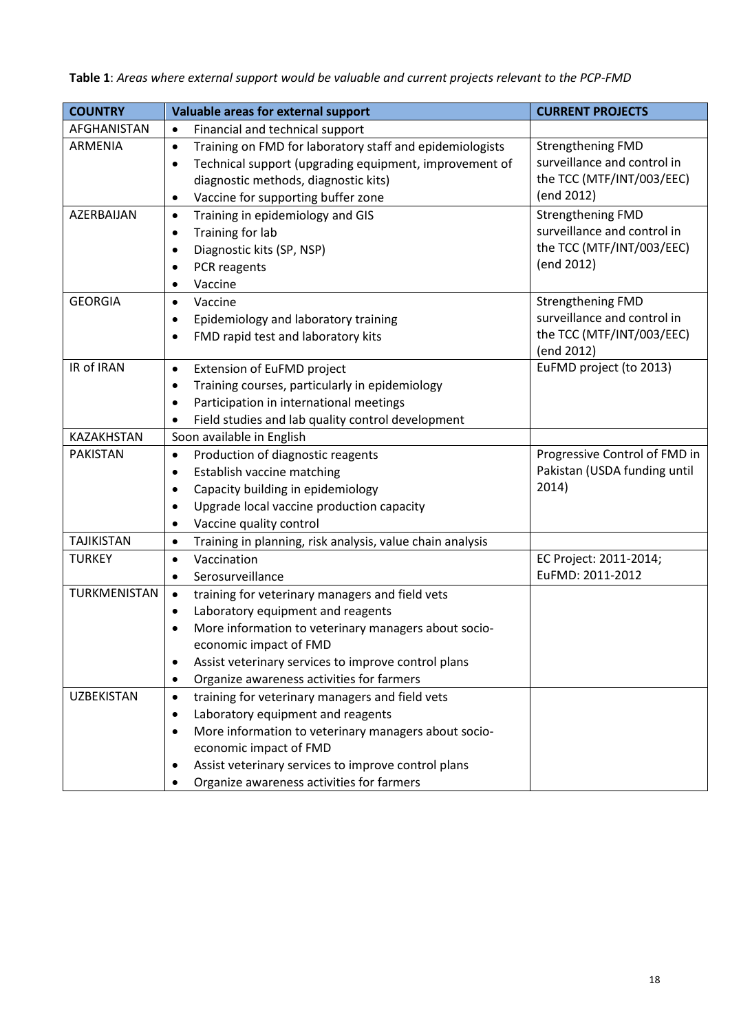**Table 1**: *Areas where external support would be valuable and current projects relevant to the PCP-FMD*

| COUNTRY | Valuable areas for external support | CURRENT PROJECTS |
|---|---|---|
| AFGHANISTAN | • Financial and technical support | |
| ARMENIA | • Training on FMD for laboratory staff and epidemiologists<br>• Technical support (upgrading equipment, improvement of diagnostic methods, diagnostic kits)<br>• Vaccine for supporting buffer zone | Strengthening FMD surveillance and control in the TCC (MTF/INT/003/EEC) (end 2012) |
| AZERBAIJAN | • Training in epidemiology and GIS<br>• Training for lab<br>• Diagnostic kits (SP, NSP)<br>• PCR reagents<br>• Vaccine | Strengthening FMD surveillance and control in the TCC (MTF/INT/003/EEC) (end 2012) |
| GEORGIA | • Vaccine<br>• Epidemiology and laboratory training<br>• FMD rapid test and laboratory kits | Strengthening FMD surveillance and control in the TCC (MTF/INT/003/EEC) (end 2012) |
| IR of IRAN | • Extension of EuFMD project<br>• Training courses, particularly in epidemiology<br>• Participation in international meetings<br>• Field studies and lab quality control development | EuFMD project (to 2013) |
| KAZAKHSTAN | Soon available in English | |
| PAKISTAN | • Production of diagnostic reagents<br>• Establish vaccine matching<br>• Capacity building in epidemiology<br>• Upgrade local vaccine production capacity<br>• Vaccine quality control | Progressive Control of FMD in Pakistan (USDA funding until 2014) |
| TAJIKISTAN | • Training in planning, risk analysis, value chain analysis | |
| TURKEY | • Vaccination<br>• Serosurveillance | EC Project: 2011-2014;<br>EuFMD: 2011-2012 |
| TURKMENISTAN | • training for veterinary managers and field vets<br>• Laboratory equipment and reagents<br>• More information to veterinary managers about socio-economic impact of FMD<br>• Assist veterinary services to improve control plans<br>• Organize awareness activities for farmers | |
| UZBEKISTAN | • training for veterinary managers and field vets<br>• Laboratory equipment and reagents<br>• More information to veterinary managers about socio-economic impact of FMD<br>• Assist veterinary services to improve control plans<br>• Organize awareness activities for farmers | |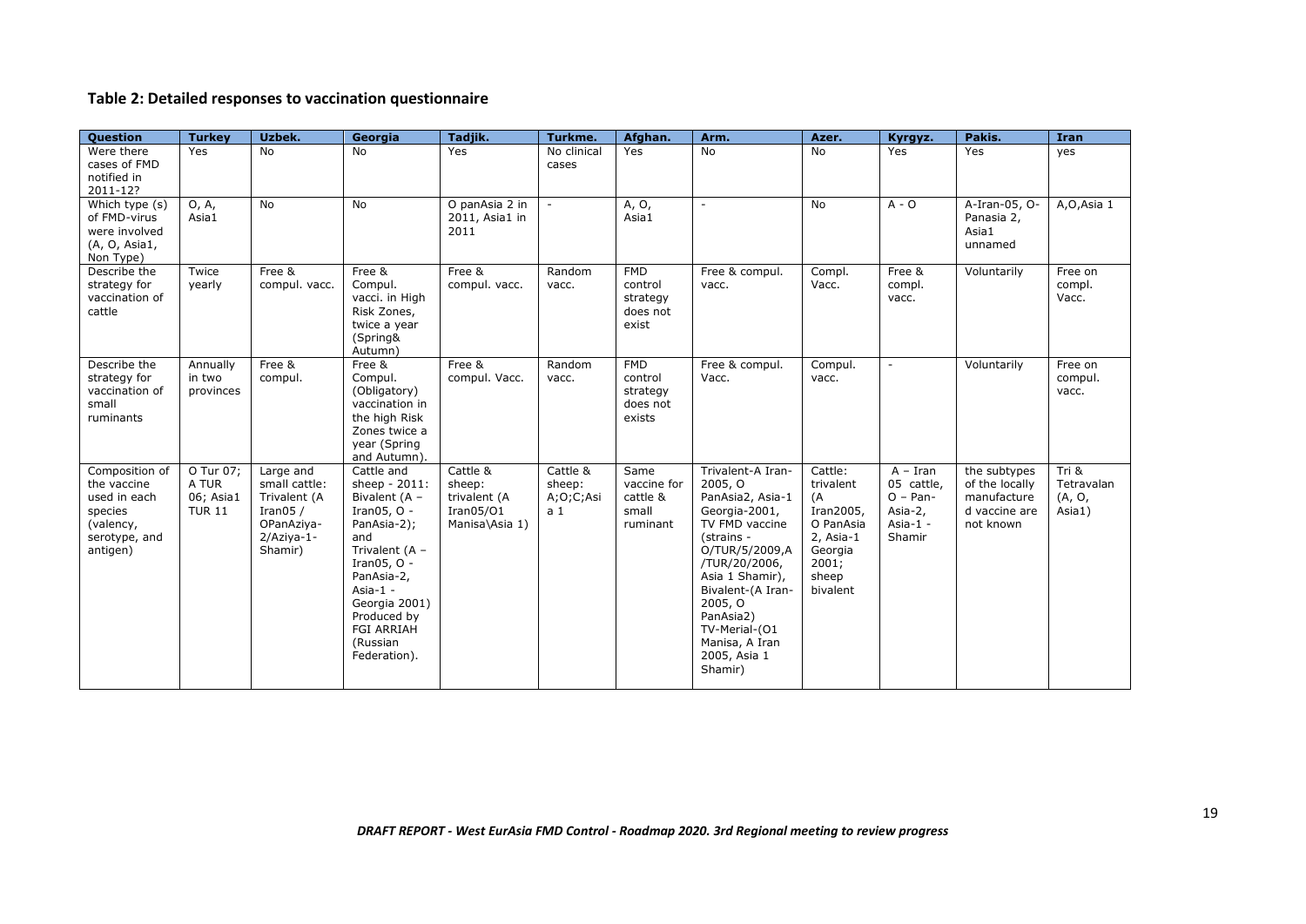## Table 2: Detailed responses to vaccination questionnaire

| Question | Turkey | Uzbek. | Georgia | Tadjik. | Turkme. | Afghan. | Arm. | Azer. | Kyrgyz. | Pakis. | Iran |
|---|---|---|---|---|---|---|---|---|---|---|---|
| Were there cases of FMD notified in 2011-12? | Yes | No | No | Yes | No clinical cases | Yes | No | No | Yes | Yes | yes |
| Which type (s) of FMD-virus were involved (A, O, Asia1, Non Type) | O, A, Asia1 | No | No | O panAsia 2 in 2011, Asia1 in 2011 | - | A, O, Asia1 | - | No | A - O | A-Iran-05, O-Panasia 2, Asia1 unnamed | A,O,Asia 1 |
| Describe the strategy for vaccination of cattle | Twice yearly | Free & compul. vacc. | Free & Compul. vacci. in High Risk Zones, twice a year (Spring& Autumn) | Free & compul. vacc. | Random vacc. | FMD control strategy does not exist | Free & compul. vacc. | Compl. Vacc. | Free & compl. vacc. | Voluntarily | Free on compl. Vacc. |
| Describe the strategy for vaccination of small ruminants | Annually in two provinces | Free & compul. | Free & Compul. (Obligatory) vaccination in the high Risk Zones twice a year (Spring and Autumn). | Free & compul. Vacc. | Random vacc. | FMD control strategy does not exists | Free & compul. Vacc. | Compul. vacc. | - | Voluntarily | Free on compul. vacc. |
| Composition of the vaccine used in each species (valency, serotype, and antigen) | O Tur 07; A TUR 06; Asia1 TUR 11 | Large and small cattle: Trivalent (A Iran05 / OPanAziya-2/Aziya-1-Shamir) | Cattle and sheep - 2011: Bivalent (A – Iran05, O - PanAsia-2); and Trivalent (A – Iran05, O - PanAsia-2, Asia-1 - Georgia 2001) Produced by FGI ARRIAH (Russian Federation). | Cattle & sheep: trivalent (A Iran05/O1 Manisa\Asia 1) | Cattle & sheep: A;O;C;Asia 1 | Same vaccine for cattle & small ruminant | Trivalent-A Iran-2005, O PanAsia2, Asia-1 Georgia-2001, TV FMD vaccine (strains - O/TUR/5/2009,A /TUR/20/2006, Asia 1 Shamir), Bivalent-(A Iran-2005, O PanAsia2) TV-Merial-(O1 Manisa, A Iran 2005, Asia 1 Shamir) | Cattle: trivalent (A Iran2005, O PanAsia 2, Asia-1 Georgia 2001; sheep bivalent | A – Iran 05 cattle, O – Pan-Asia-2, Asia-1 - Shamir | the subtypes of the locally manufacture d vaccine are not known | Tri & Tetravalan (A, O, Asia1) |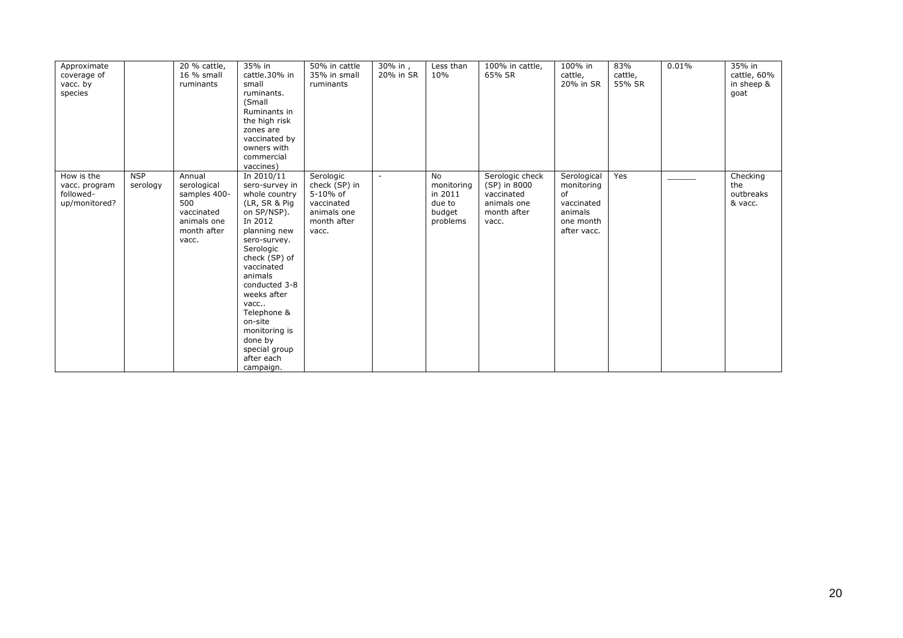| Approximate coverage of vacc. by species | | 20 % cattle, 16 % small ruminants | 35% in cattle.30% in small ruminants. (Small Ruminants in the high risk zones are vaccinated by owners with commercial vaccines) | 50% in cattle 35% in small ruminants | 30% in , 20% in SR | Less than 10% | 100% in cattle, 65% SR | 100% in cattle, 20% in SR | 83% cattle, 55% SR | 0.01% | 35% in cattle, 60% in sheep & goat |
|---|---|---|---|---|---|---|---|---|---|---|---|
| How is the vacc. program followed-up/monitored? | NSP serology | Annual serological samples 400-500 vaccinated animals one month after vacc. | In 2010/11 sero-survey in whole country (LR, SR & Pig on SP/NSP). In 2012 planning new sero-survey. Serologic check (SP) of vaccinated animals conducted 3-8 weeks after vacc.. Telephone & on-site monitoring is done by special group after each campaign. | Serologic check (SP) in 5-10% of vaccinated animals one month after vacc. | - | No monitoring in 2011 due to budget problems | Serologic check (SP) in 8000 vaccinated animals one month after vacc. | Serological monitoring of vaccinated animals one month after vacc. | Yes | ______ | Checking the outbreaks & vacc. |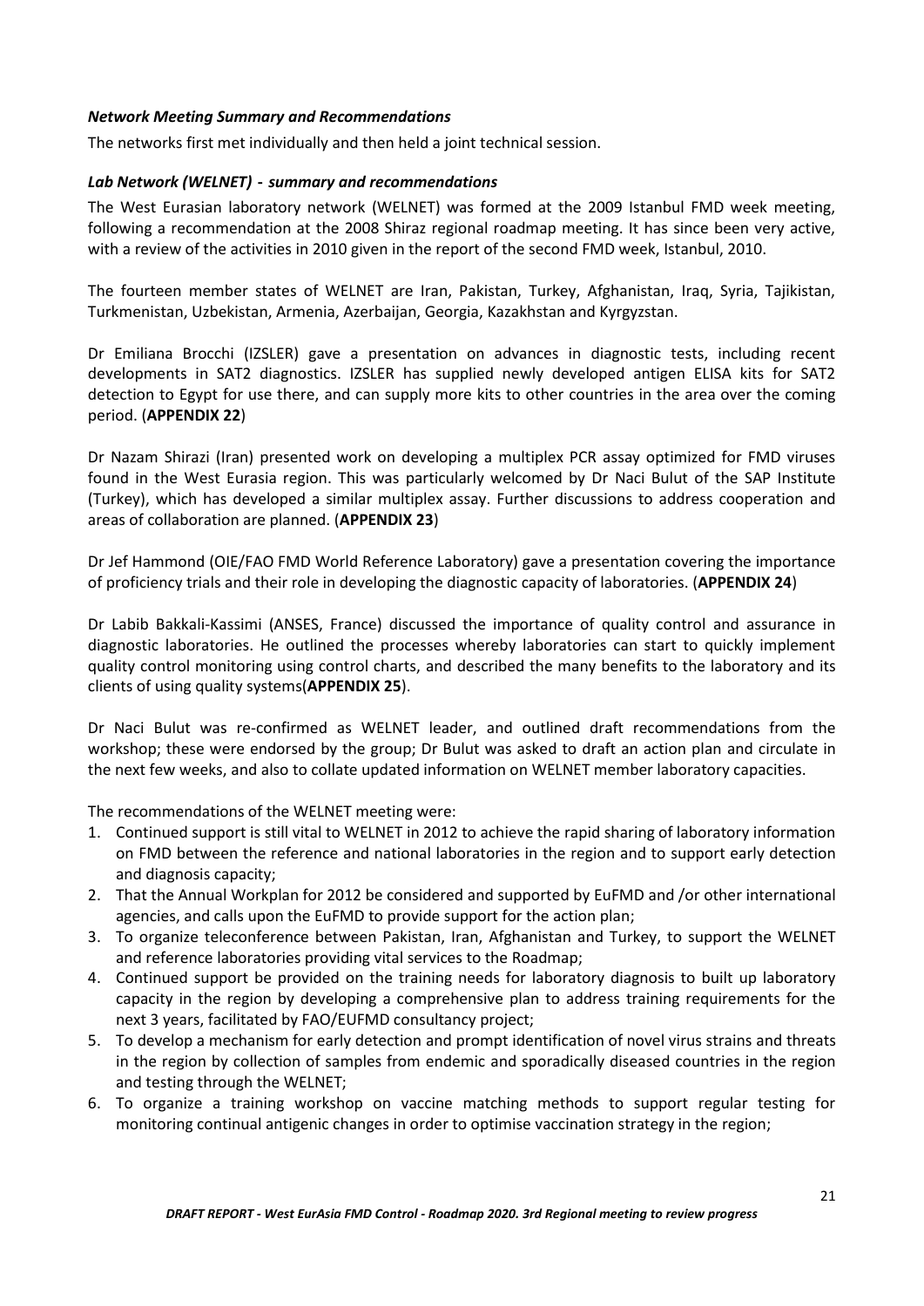***Network Meeting Summary and Recommendations***

The networks first met individually and then held a joint technical session.

***Lab Network (WELNET) - summary and recommendations***

The West Eurasian laboratory network (WELNET) was formed at the 2009 Istanbul FMD week meeting, following a recommendation at the 2008 Shiraz regional roadmap meeting. It has since been very active, with a review of the activities in 2010 given in the report of the second FMD week, Istanbul, 2010.

The fourteen member states of WELNET are Iran, Pakistan, Turkey, Afghanistan, Iraq, Syria, Tajikistan, Turkmenistan, Uzbekistan, Armenia, Azerbaijan, Georgia, Kazakhstan and Kyrgyzstan.

Dr Emiliana Brocchi (IZSLER) gave a presentation on advances in diagnostic tests, including recent developments in SAT2 diagnostics. IZSLER has supplied newly developed antigen ELISA kits for SAT2 detection to Egypt for use there, and can supply more kits to other countries in the area over the coming period. (**APPENDIX 22**)

Dr Nazam Shirazi (Iran) presented work on developing a multiplex PCR assay optimized for FMD viruses found in the West Eurasia region. This was particularly welcomed by Dr Naci Bulut of the SAP Institute (Turkey), which has developed a similar multiplex assay. Further discussions to address cooperation and areas of collaboration are planned. (**APPENDIX 23**)

Dr Jef Hammond (OIE/FAO FMD World Reference Laboratory) gave a presentation covering the importance of proficiency trials and their role in developing the diagnostic capacity of laboratories. (**APPENDIX 24**)

Dr Labib Bakkali-Kassimi (ANSES, France) discussed the importance of quality control and assurance in diagnostic laboratories. He outlined the processes whereby laboratories can start to quickly implement quality control monitoring using control charts, and described the many benefits to the laboratory and its clients of using quality systems(**APPENDIX 25**).

Dr Naci Bulut was re-confirmed as WELNET leader, and outlined draft recommendations from the workshop; these were endorsed by the group; Dr Bulut was asked to draft an action plan and circulate in the next few weeks, and also to collate updated information on WELNET member laboratory capacities.

The recommendations of the WELNET meeting were:

1. Continued support is still vital to WELNET in 2012 to achieve the rapid sharing of laboratory information on FMD between the reference and national laboratories in the region and to support early detection and diagnosis capacity;
2. That the Annual Workplan for 2012 be considered and supported by EuFMD and /or other international agencies, and calls upon the EuFMD to provide support for the action plan;
3. To organize teleconference between Pakistan, Iran, Afghanistan and Turkey, to support the WELNET and reference laboratories providing vital services to the Roadmap;
4. Continued support be provided on the training needs for laboratory diagnosis to built up laboratory capacity in the region by developing a comprehensive plan to address training requirements for the next 3 years, facilitated by FAO/EUFMD consultancy project;
5. To develop a mechanism for early detection and prompt identification of novel virus strains and threats in the region by collection of samples from endemic and sporadically diseased countries in the region and testing through the WELNET;
6. To organize a training workshop on vaccine matching methods to support regular testing for monitoring continual antigenic changes in order to optimise vaccination strategy in the region;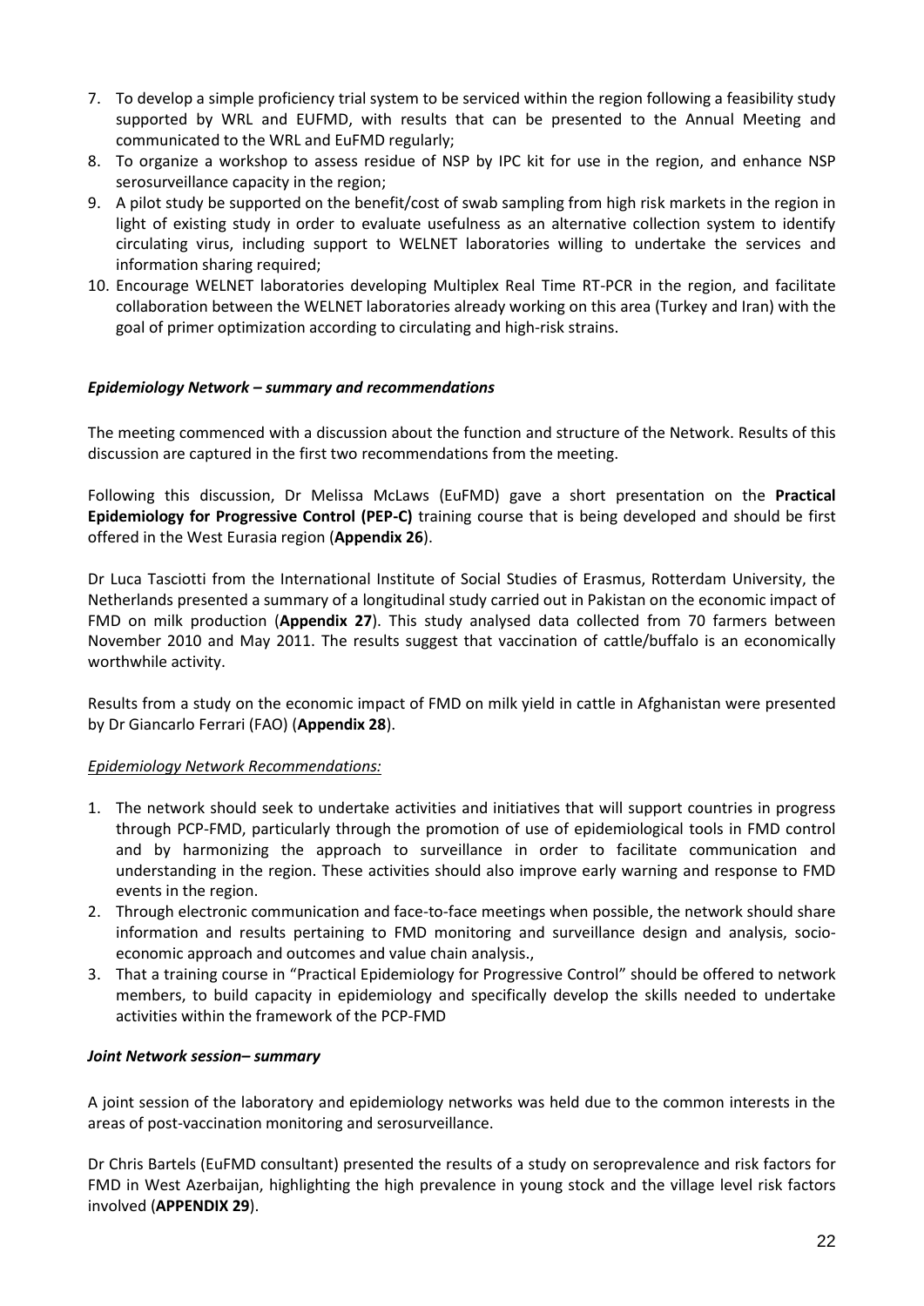7. To develop a simple proficiency trial system to be serviced within the region following a feasibility study supported by WRL and EUFMD, with results that can be presented to the Annual Meeting and communicated to the WRL and EuFMD regularly;
8. To organize a workshop to assess residue of NSP by IPC kit for use in the region, and enhance NSP serosurveillance capacity in the region;
9. A pilot study be supported on the benefit/cost of swab sampling from high risk markets in the region in light of existing study in order to evaluate usefulness as an alternative collection system to identify circulating virus, including support to WELNET laboratories willing to undertake the services and information sharing required;
10. Encourage WELNET laboratories developing Multiplex Real Time RT-PCR in the region, and facilitate collaboration between the WELNET laboratories already working on this area (Turkey and Iran) with the goal of primer optimization according to circulating and high-risk strains.

***Epidemiology Network – summary and recommendations***

The meeting commenced with a discussion about the function and structure of the Network. Results of this discussion are captured in the first two recommendations from the meeting.

Following this discussion, Dr Melissa McLaws (EuFMD) gave a short presentation on the **Practical Epidemiology for Progressive Control (PEP-C)** training course that is being developed and should be first offered in the West Eurasia region (**Appendix 26**).

Dr Luca Tasciotti from the International Institute of Social Studies of Erasmus, Rotterdam University, the Netherlands presented a summary of a longitudinal study carried out in Pakistan on the economic impact of FMD on milk production (**Appendix 27**). This study analysed data collected from 70 farmers between November 2010 and May 2011. The results suggest that vaccination of cattle/buffalo is an economically worthwhile activity.

Results from a study on the economic impact of FMD on milk yield in cattle in Afghanistan were presented by Dr Giancarlo Ferrari (FAO) (**Appendix 28**).

*Epidemiology Network Recommendations:*

1. The network should seek to undertake activities and initiatives that will support countries in progress through PCP-FMD, particularly through the promotion of use of epidemiological tools in FMD control and by harmonizing the approach to surveillance in order to facilitate communication and understanding in the region. These activities should also improve early warning and response to FMD events in the region.
2. Through electronic communication and face-to-face meetings when possible, the network should share information and results pertaining to FMD monitoring and surveillance design and analysis, socio-economic approach and outcomes and value chain analysis.,
3. That a training course in "Practical Epidemiology for Progressive Control" should be offered to network members, to build capacity in epidemiology and specifically develop the skills needed to undertake activities within the framework of the PCP-FMD

***Joint Network session– summary***

A joint session of the laboratory and epidemiology networks was held due to the common interests in the areas of post-vaccination monitoring and serosurveillance.

Dr Chris Bartels (EuFMD consultant) presented the results of a study on seroprevalence and risk factors for FMD in West Azerbaijan, highlighting the high prevalence in young stock and the village level risk factors involved (**APPENDIX 29**).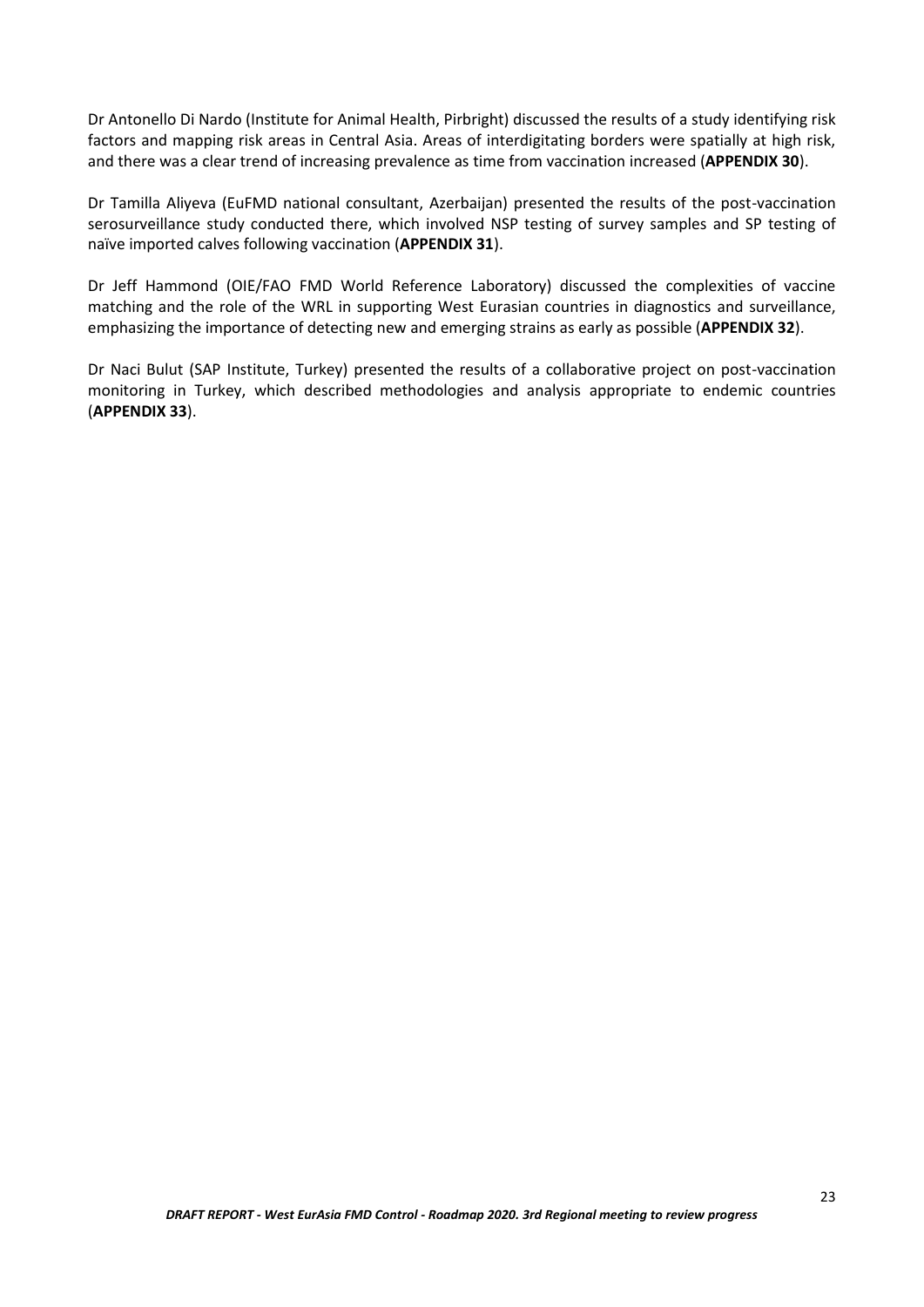Dr Antonello Di Nardo (Institute for Animal Health, Pirbright) discussed the results of a study identifying risk factors and mapping risk areas in Central Asia. Areas of interdigitating borders were spatially at high risk, and there was a clear trend of increasing prevalence as time from vaccination increased (**APPENDIX 30**).

Dr Tamilla Aliyeva (EuFMD national consultant, Azerbaijan) presented the results of the post-vaccination serosurveillance study conducted there, which involved NSP testing of survey samples and SP testing of naïve imported calves following vaccination (**APPENDIX 31**).

Dr Jeff Hammond (OIE/FAO FMD World Reference Laboratory) discussed the complexities of vaccine matching and the role of the WRL in supporting West Eurasian countries in diagnostics and surveillance, emphasizing the importance of detecting new and emerging strains as early as possible (**APPENDIX 32**).

Dr Naci Bulut (SAP Institute, Turkey) presented the results of a collaborative project on post-vaccination monitoring in Turkey, which described methodologies and analysis appropriate to endemic countries (**APPENDIX 33**).